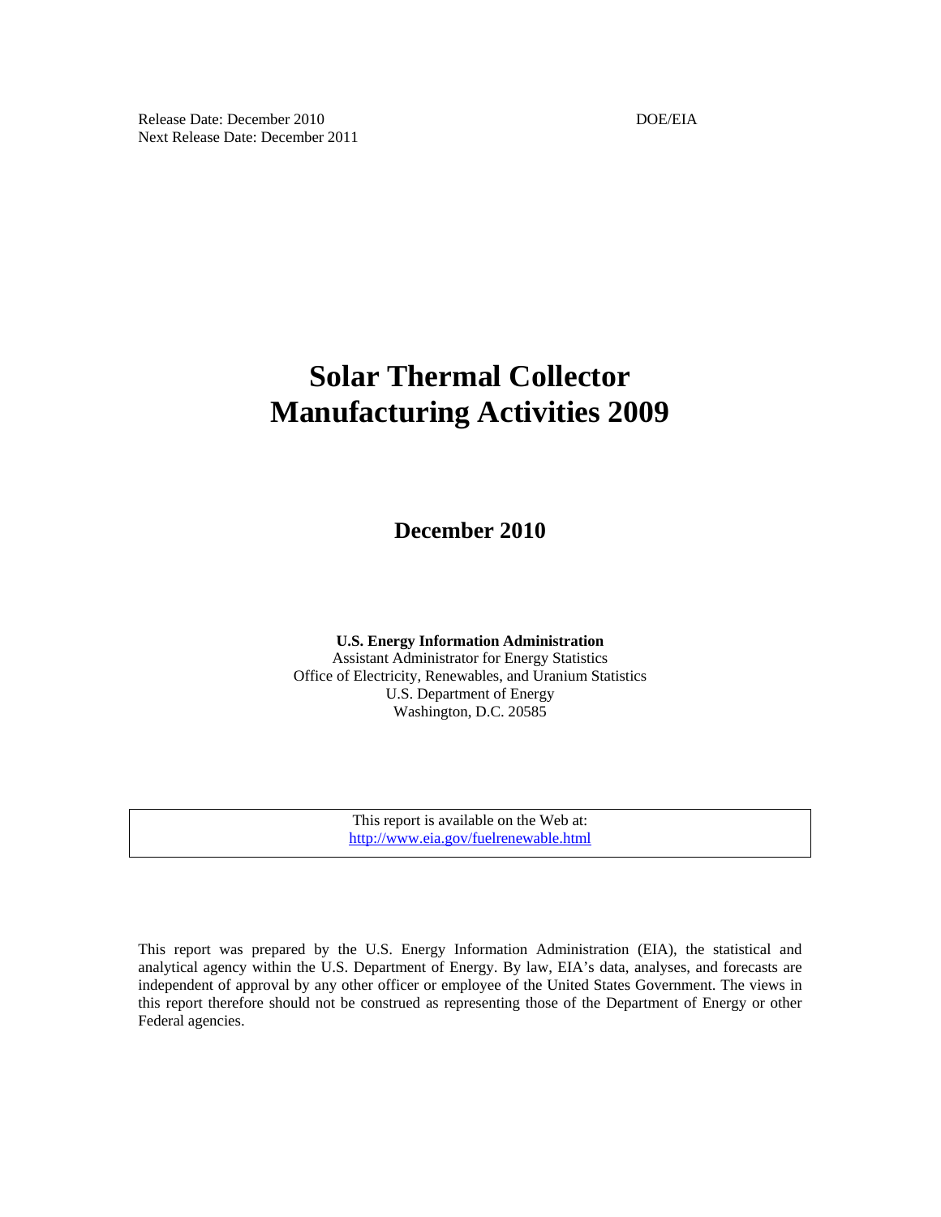Release Date: December 2010
Next Release Date: December 2011

DOE/EIA

# Solar Thermal Collector Manufacturing Activities 2009

## December 2010

**U.S. Energy Information Administration**
Assistant Administrator for Energy Statistics
Office of Electricity, Renewables, and Uranium Statistics
U.S. Department of Energy
Washington, D.C. 20585

This report is available on the Web at:
http://www.eia.gov/fuelrenewable.html

This report was prepared by the U.S. Energy Information Administration (EIA), the statistical and analytical agency within the U.S. Department of Energy. By law, EIA's data, analyses, and forecasts are independent of approval by any other officer or employee of the United States Government. The views in this report therefore should not be construed as representing those of the Department of Energy or other Federal agencies.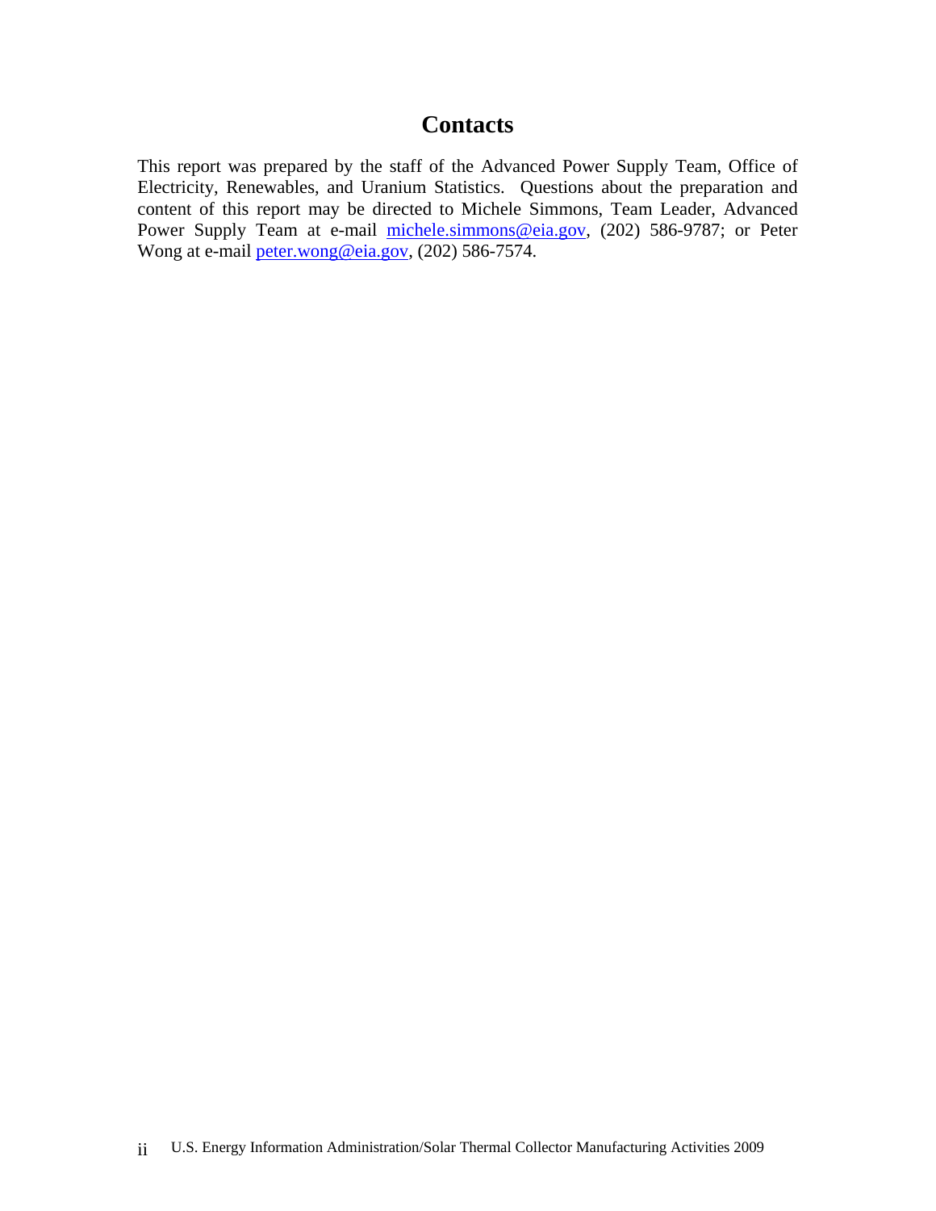# Contacts

This report was prepared by the staff of the Advanced Power Supply Team, Office of Electricity, Renewables, and Uranium Statistics. Questions about the preparation and content of this report may be directed to Michele Simmons, Team Leader, Advanced Power Supply Team at e-mail michele.simmons@eia.gov, (202) 586-9787; or Peter Wong at e-mail peter.wong@eia.gov, (202) 586-7574.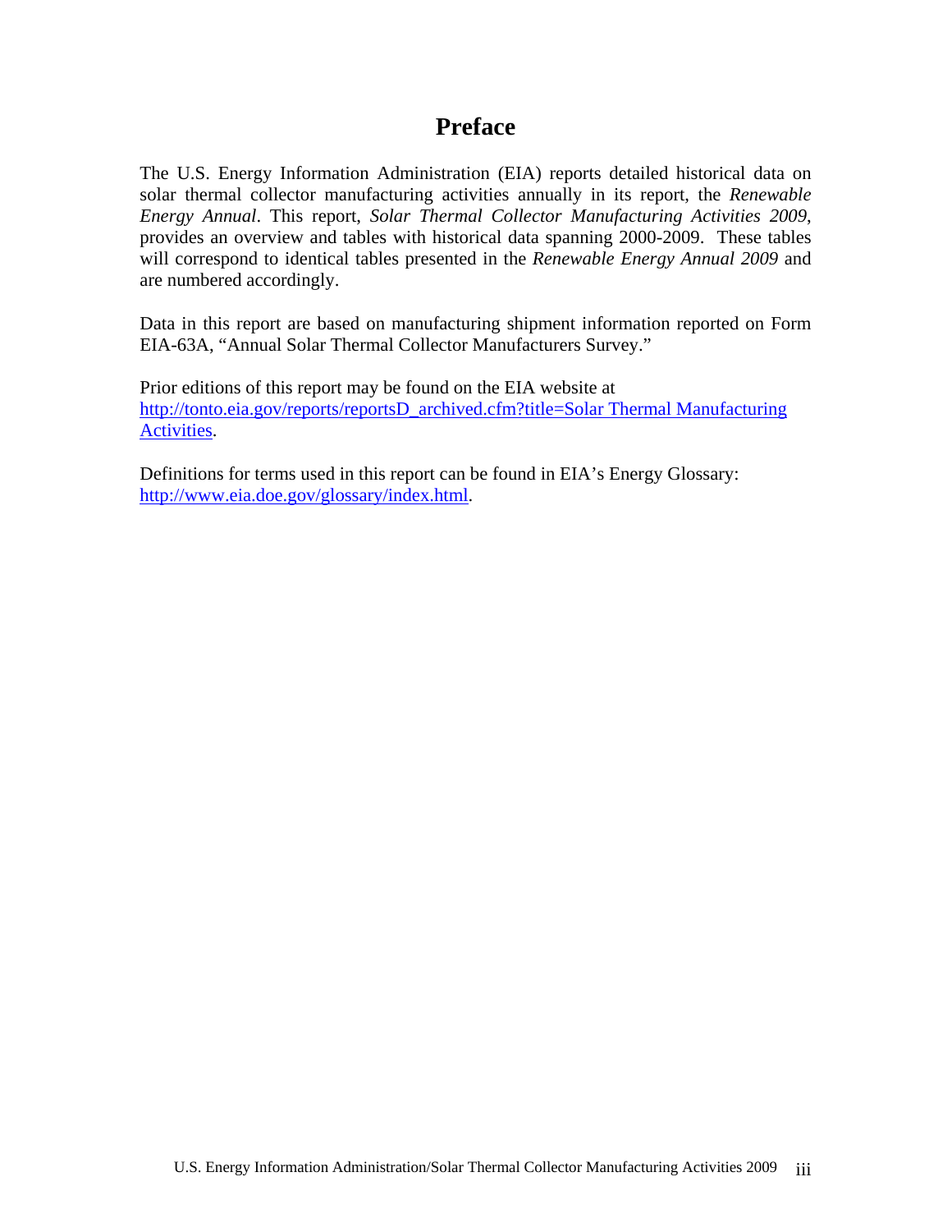# Preface

The U.S. Energy Information Administration (EIA) reports detailed historical data on solar thermal collector manufacturing activities annually in its report, the *Renewable Energy Annual*. This report, *Solar Thermal Collector Manufacturing Activities 2009*, provides an overview and tables with historical data spanning 2000-2009. These tables will correspond to identical tables presented in the *Renewable Energy Annual 2009* and are numbered accordingly.

Data in this report are based on manufacturing shipment information reported on Form EIA-63A, "Annual Solar Thermal Collector Manufacturers Survey."

Prior editions of this report may be found on the EIA website at [http://tonto.eia.gov/reports/reportsD_archived.cfm?title=Solar Thermal Manufacturing Activities](http://tonto.eia.gov/reports/reportsD_archived.cfm?title=Solar Thermal Manufacturing Activities).

Definitions for terms used in this report can be found in EIA's Energy Glossary: [http://www.eia.doe.gov/glossary/index.html](http://www.eia.doe.gov/glossary/index.html).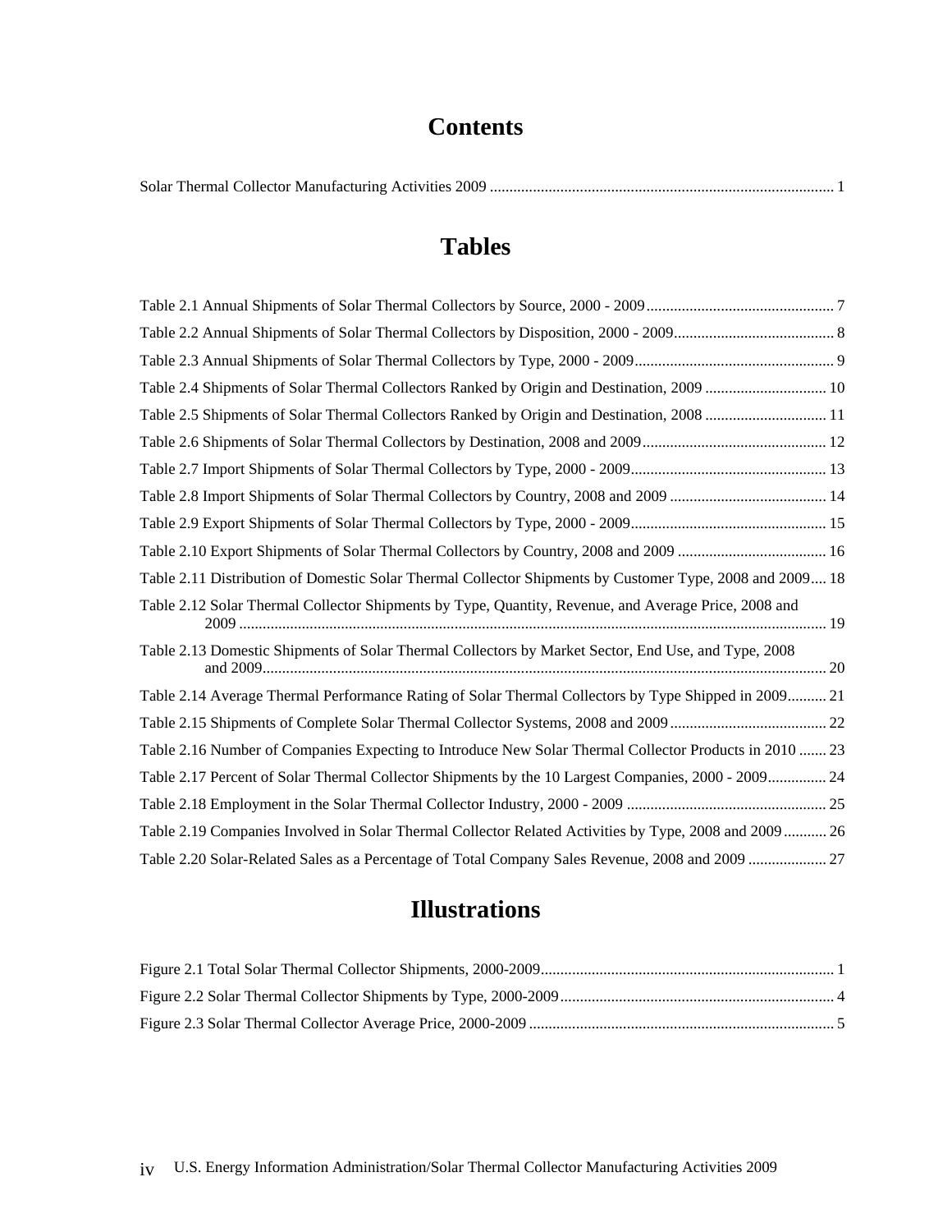# Contents

Solar Thermal Collector Manufacturing Activities 2009 ........................................................................................ 1

# Tables

Table 2.1 Annual Shipments of Solar Thermal Collectors by Source, 2000 - 2009................................................ 7

Table 2.2 Annual Shipments of Solar Thermal Collectors by Disposition, 2000 - 2009......................................... 8

Table 2.3 Annual Shipments of Solar Thermal Collectors by Type, 2000 - 2009................................................... 9

Table 2.4 Shipments of Solar Thermal Collectors Ranked by Origin and Destination, 2009 ............................... 10

Table 2.5 Shipments of Solar Thermal Collectors Ranked by Origin and Destination, 2008 ............................... 11

Table 2.6 Shipments of Solar Thermal Collectors by Destination, 2008 and 2009............................................... 12

Table 2.7 Import Shipments of Solar Thermal Collectors by Type, 2000 - 2009.................................................. 13

Table 2.8 Import Shipments of Solar Thermal Collectors by Country, 2008 and 2009 ........................................ 14

Table 2.9 Export Shipments of Solar Thermal Collectors by Type, 2000 - 2009.................................................. 15

Table 2.10 Export Shipments of Solar Thermal Collectors by Country, 2008 and 2009 ...................................... 16

Table 2.11 Distribution of Domestic Solar Thermal Collector Shipments by Customer Type, 2008 and 2009.... 18

Table 2.12 Solar Thermal Collector Shipments by Type, Quantity, Revenue, and Average Price, 2008 and 2009 ..................................................................................................................................................... 19

Table 2.13 Domestic Shipments of Solar Thermal Collectors by Market Sector, End Use, and Type, 2008 and 2009............................................................................................................................................... 20

Table 2.14 Average Thermal Performance Rating of Solar Thermal Collectors by Type Shipped in 2009.......... 21

Table 2.15 Shipments of Complete Solar Thermal Collector Systems, 2008 and 2009........................................ 22

Table 2.16 Number of Companies Expecting to Introduce New Solar Thermal Collector Products in 2010 ....... 23

Table 2.17 Percent of Solar Thermal Collector Shipments by the 10 Largest Companies, 2000 - 2009............... 24

Table 2.18 Employment in the Solar Thermal Collector Industry, 2000 - 2009 ................................................... 25

Table 2.19 Companies Involved in Solar Thermal Collector Related Activities by Type, 2008 and 2009........... 26

Table 2.20 Solar-Related Sales as a Percentage of Total Company Sales Revenue, 2008 and 2009 .................... 27

# Illustrations

Figure 2.1 Total Solar Thermal Collector Shipments, 2000-2009........................................................................... 1

Figure 2.2 Solar Thermal Collector Shipments by Type, 2000-2009...................................................................... 4

Figure 2.3 Solar Thermal Collector Average Price, 2000-2009 .............................................................................. 5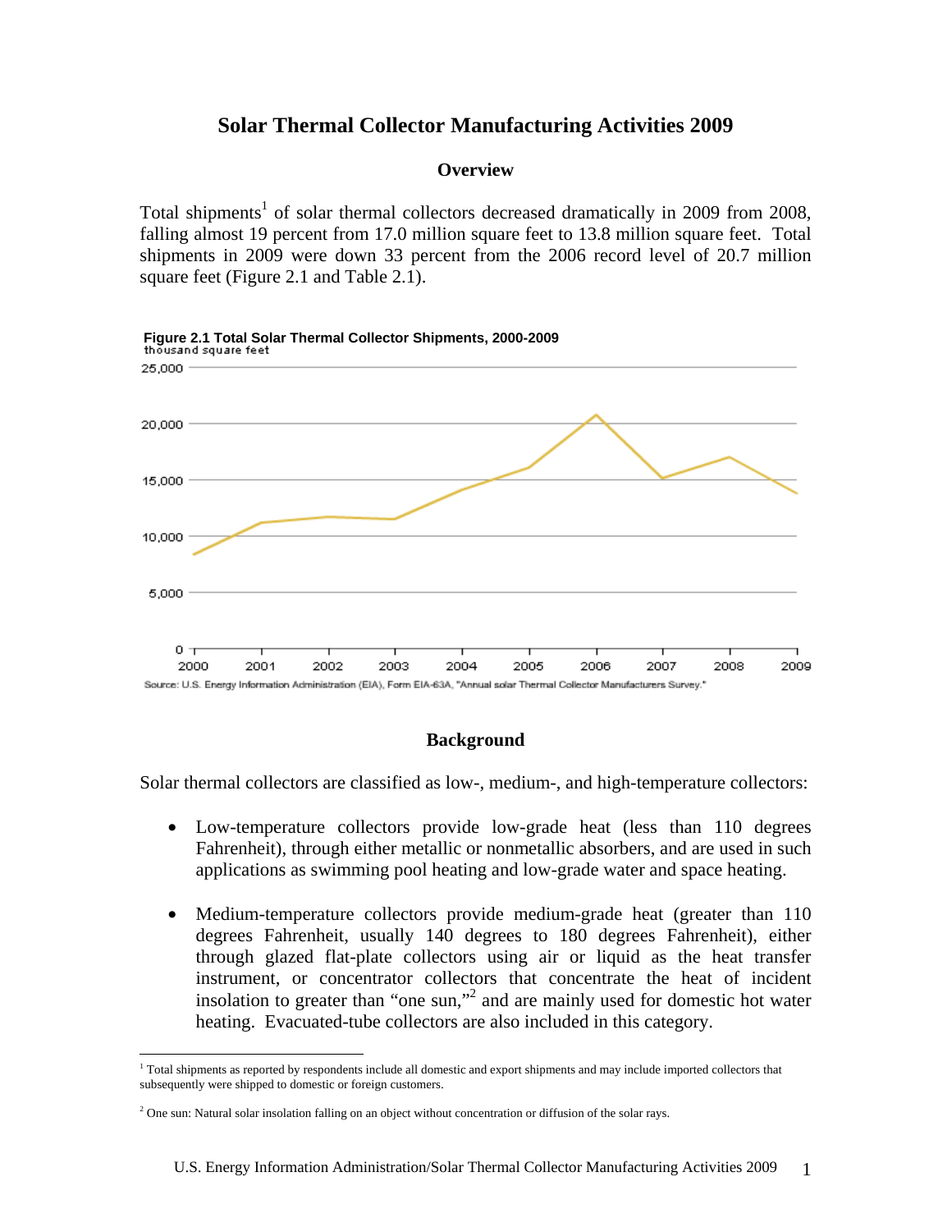# Solar Thermal Collector Manufacturing Activities 2009

## Overview

Total shipments[1] of solar thermal collectors decreased dramatically in 2009 from 2008, falling almost 19 percent from 17.0 million square feet to 13.8 million square feet. Total shipments in 2009 were down 33 percent from the 2006 record level of 20.7 million square feet (Figure 2.1 and Table 2.1).

**Figure 2.1 Total Solar Thermal Collector Shipments, 2000-2009**
thousand square feet

Source: U.S. Energy Information Administration (EIA), Form EIA-63A, "Annual solar Thermal Collector Manufacturers Survey."

## Background

Solar thermal collectors are classified as low-, medium-, and high-temperature collectors:

- Low-temperature collectors provide low-grade heat (less than 110 degrees Fahrenheit), through either metallic or nonmetallic absorbers, and are used in such applications as swimming pool heating and low-grade water and space heating.

- Medium-temperature collectors provide medium-grade heat (greater than 110 degrees Fahrenheit, usually 140 degrees to 180 degrees Fahrenheit), either through glazed flat-plate collectors using air or liquid as the heat transfer instrument, or concentrator collectors that concentrate the heat of incident insolation to greater than "one sun,"[2] and are mainly used for domestic hot water heating. Evacuated-tube collectors are also included in this category.

---

[1] Total shipments as reported by respondents include all domestic and export shipments and may include imported collectors that subsequently were shipped to domestic or foreign customers.

[2] One sun: Natural solar insolation falling on an object without concentration or diffusion of the solar rays.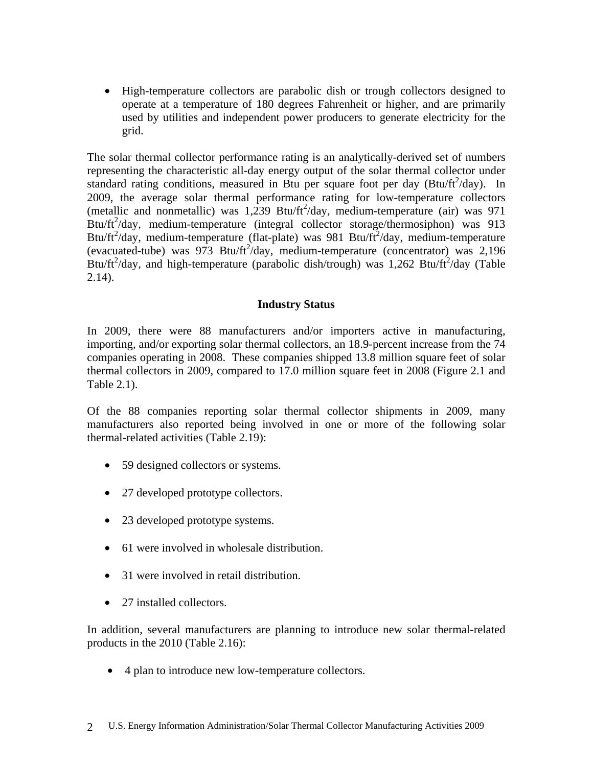- High-temperature collectors are parabolic dish or trough collectors designed to operate at a temperature of 180 degrees Fahrenheit or higher, and are primarily used by utilities and independent power producers to generate electricity for the grid.

The solar thermal collector performance rating is an analytically-derived set of numbers representing the characteristic all-day energy output of the solar thermal collector under standard rating conditions, measured in Btu per square foot per day (Btu/ft$^2$/day). In 2009, the average solar thermal performance rating for low-temperature collectors (metallic and nonmetallic) was 1,239 Btu/ft$^2$/day, medium-temperature (air) was 971 Btu/ft$^2$/day, medium-temperature (integral collector storage/thermosiphon) was 913 Btu/ft$^2$/day, medium-temperature (flat-plate) was 981 Btu/ft$^2$/day, medium-temperature (evacuated-tube) was 973 Btu/ft$^2$/day, medium-temperature (concentrator) was 2,196 Btu/ft$^2$/day, and high-temperature (parabolic dish/trough) was 1,262 Btu/ft$^2$/day (Table 2.14).

## Industry Status

In 2009, there were 88 manufacturers and/or importers active in manufacturing, importing, and/or exporting solar thermal collectors, an 18.9-percent increase from the 74 companies operating in 2008. These companies shipped 13.8 million square feet of solar thermal collectors in 2009, compared to 17.0 million square feet in 2008 (Figure 2.1 and Table 2.1).

Of the 88 companies reporting solar thermal collector shipments in 2009, many manufacturers also reported being involved in one or more of the following solar thermal-related activities (Table 2.19):

- 59 designed collectors or systems.
- 27 developed prototype collectors.
- 23 developed prototype systems.
- 61 were involved in wholesale distribution.
- 31 were involved in retail distribution.
- 27 installed collectors.

In addition, several manufacturers are planning to introduce new solar thermal-related products in the 2010 (Table 2.16):

- 4 plan to introduce new low-temperature collectors.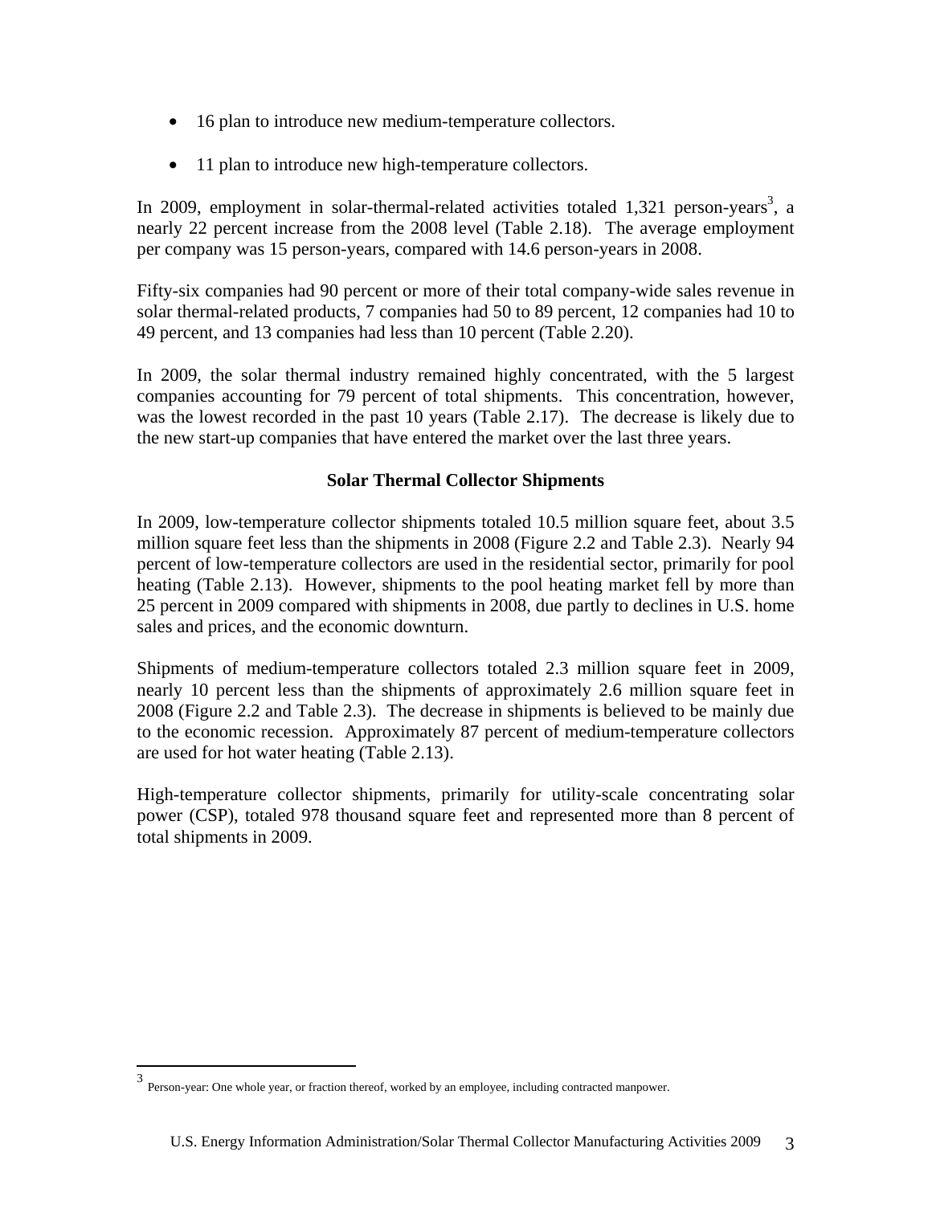- 16 plan to introduce new medium-temperature collectors.

- 11 plan to introduce new high-temperature collectors.

In 2009, employment in solar-thermal-related activities totaled 1,321 person-years[3], a nearly 22 percent increase from the 2008 level (Table 2.18). The average employment per company was 15 person-years, compared with 14.6 person-years in 2008.

Fifty-six companies had 90 percent or more of their total company-wide sales revenue in solar thermal-related products, 7 companies had 50 to 89 percent, 12 companies had 10 to 49 percent, and 13 companies had less than 10 percent (Table 2.20).

In 2009, the solar thermal industry remained highly concentrated, with the 5 largest companies accounting for 79 percent of total shipments. This concentration, however, was the lowest recorded in the past 10 years (Table 2.17). The decrease is likely due to the new start-up companies that have entered the market over the last three years.

### Solar Thermal Collector Shipments

In 2009, low-temperature collector shipments totaled 10.5 million square feet, about 3.5 million square feet less than the shipments in 2008 (Figure 2.2 and Table 2.3). Nearly 94 percent of low-temperature collectors are used in the residential sector, primarily for pool heating (Table 2.13). However, shipments to the pool heating market fell by more than 25 percent in 2009 compared with shipments in 2008, due partly to declines in U.S. home sales and prices, and the economic downturn.

Shipments of medium-temperature collectors totaled 2.3 million square feet in 2009, nearly 10 percent less than the shipments of approximately 2.6 million square feet in 2008 (Figure 2.2 and Table 2.3). The decrease in shipments is believed to be mainly due to the economic recession. Approximately 87 percent of medium-temperature collectors are used for hot water heating (Table 2.13).

High-temperature collector shipments, primarily for utility-scale concentrating solar power (CSP), totaled 978 thousand square feet and represented more than 8 percent of total shipments in 2009.

---

[3] Person-year: One whole year, or fraction thereof, worked by an employee, including contracted manpower.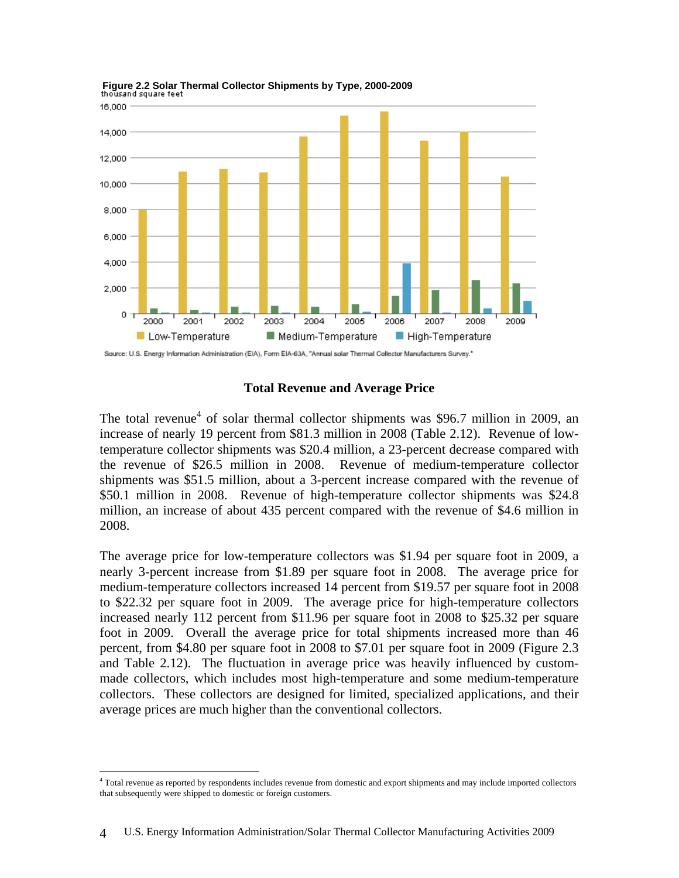**Figure 2.2 Solar Thermal Collector Shipments by Type, 2000-2009**

Source: U.S. Energy Information Administration (EIA), Form EIA-63A, "Annual solar Thermal Collector Manufacturers Survey."

## Total Revenue and Average Price

The total revenue[4] of solar thermal collector shipments was $96.7 million in 2009, an increase of nearly 19 percent from $81.3 million in 2008 (Table 2.12). Revenue of low-temperature collector shipments was $20.4 million, a 23-percent decrease compared with the revenue of $26.5 million in 2008. Revenue of medium-temperature collector shipments was $51.5 million, about a 3-percent increase compared with the revenue of $50.1 million in 2008. Revenue of high-temperature collector shipments was $24.8 million, an increase of about 435 percent compared with the revenue of $4.6 million in 2008.

The average price for low-temperature collectors was $1.94 per square foot in 2009, a nearly 3-percent increase from $1.89 per square foot in 2008. The average price for medium-temperature collectors increased 14 percent from $19.57 per square foot in 2008 to $22.32 per square foot in 2009. The average price for high-temperature collectors increased nearly 112 percent from $11.96 per square foot in 2008 to $25.32 per square foot in 2009. Overall the average price for total shipments increased more than 46 percent, from $4.80 per square foot in 2008 to $7.01 per square foot in 2009 (Figure 2.3 and Table 2.12). The fluctuation in average price was heavily influenced by custom-made collectors, which includes most high-temperature and some medium-temperature collectors. These collectors are designed for limited, specialized applications, and their average prices are much higher than the conventional collectors.

[4] Total revenue as reported by respondents includes revenue from domestic and export shipments and may include imported collectors that subsequently were shipped to domestic or foreign customers.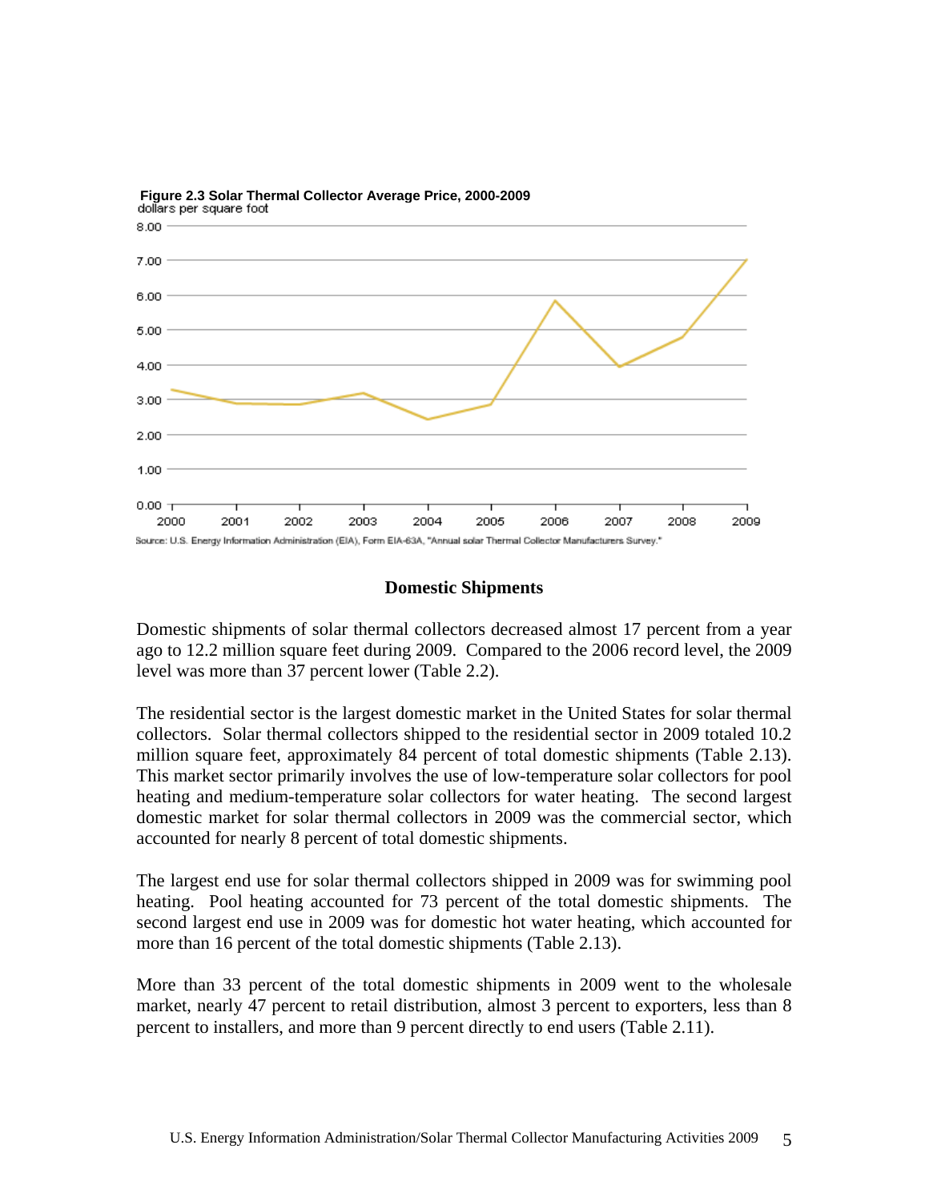**Figure 2.3 Solar Thermal Collector Average Price, 2000-2009**
dollars per square foot

Source: U.S. Energy Information Administration (EIA), Form EIA-63A, "Annual solar Thermal Collector Manufacturers Survey."

## Domestic Shipments

Domestic shipments of solar thermal collectors decreased almost 17 percent from a year ago to 12.2 million square feet during 2009. Compared to the 2006 record level, the 2009 level was more than 37 percent lower (Table 2.2).

The residential sector is the largest domestic market in the United States for solar thermal collectors. Solar thermal collectors shipped to the residential sector in 2009 totaled 10.2 million square feet, approximately 84 percent of total domestic shipments (Table 2.13). This market sector primarily involves the use of low-temperature solar collectors for pool heating and medium-temperature solar collectors for water heating. The second largest domestic market for solar thermal collectors in 2009 was the commercial sector, which accounted for nearly 8 percent of total domestic shipments.

The largest end use for solar thermal collectors shipped in 2009 was for swimming pool heating. Pool heating accounted for 73 percent of the total domestic shipments. The second largest end use in 2009 was for domestic hot water heating, which accounted for more than 16 percent of the total domestic shipments (Table 2.13).

More than 33 percent of the total domestic shipments in 2009 went to the wholesale market, nearly 47 percent to retail distribution, almost 3 percent to exporters, less than 8 percent to installers, and more than 9 percent directly to end users (Table 2.11).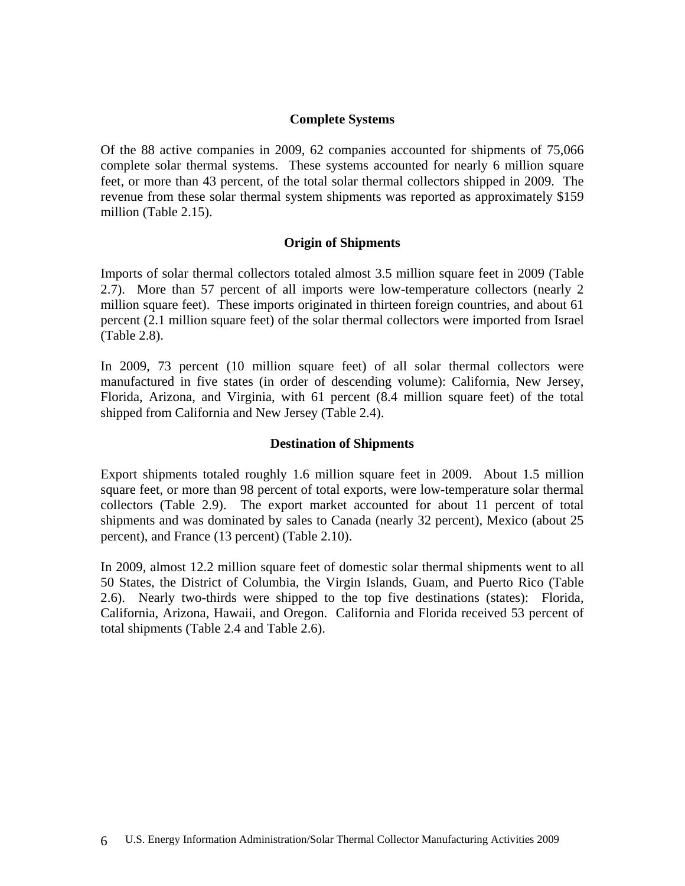### Complete Systems

Of the 88 active companies in 2009, 62 companies accounted for shipments of 75,066 complete solar thermal systems. These systems accounted for nearly 6 million square feet, or more than 43 percent, of the total solar thermal collectors shipped in 2009. The revenue from these solar thermal system shipments was reported as approximately $159 million (Table 2.15).

### Origin of Shipments

Imports of solar thermal collectors totaled almost 3.5 million square feet in 2009 (Table 2.7). More than 57 percent of all imports were low-temperature collectors (nearly 2 million square feet). These imports originated in thirteen foreign countries, and about 61 percent (2.1 million square feet) of the solar thermal collectors were imported from Israel (Table 2.8).

In 2009, 73 percent (10 million square feet) of all solar thermal collectors were manufactured in five states (in order of descending volume): California, New Jersey, Florida, Arizona, and Virginia, with 61 percent (8.4 million square feet) of the total shipped from California and New Jersey (Table 2.4).

### Destination of Shipments

Export shipments totaled roughly 1.6 million square feet in 2009. About 1.5 million square feet, or more than 98 percent of total exports, were low-temperature solar thermal collectors (Table 2.9). The export market accounted for about 11 percent of total shipments and was dominated by sales to Canada (nearly 32 percent), Mexico (about 25 percent), and France (13 percent) (Table 2.10).

In 2009, almost 12.2 million square feet of domestic solar thermal shipments went to all 50 States, the District of Columbia, the Virgin Islands, Guam, and Puerto Rico (Table 2.6). Nearly two-thirds were shipped to the top five destinations (states): Florida, California, Arizona, Hawaii, and Oregon. California and Florida received 53 percent of total shipments (Table 2.4 and Table 2.6).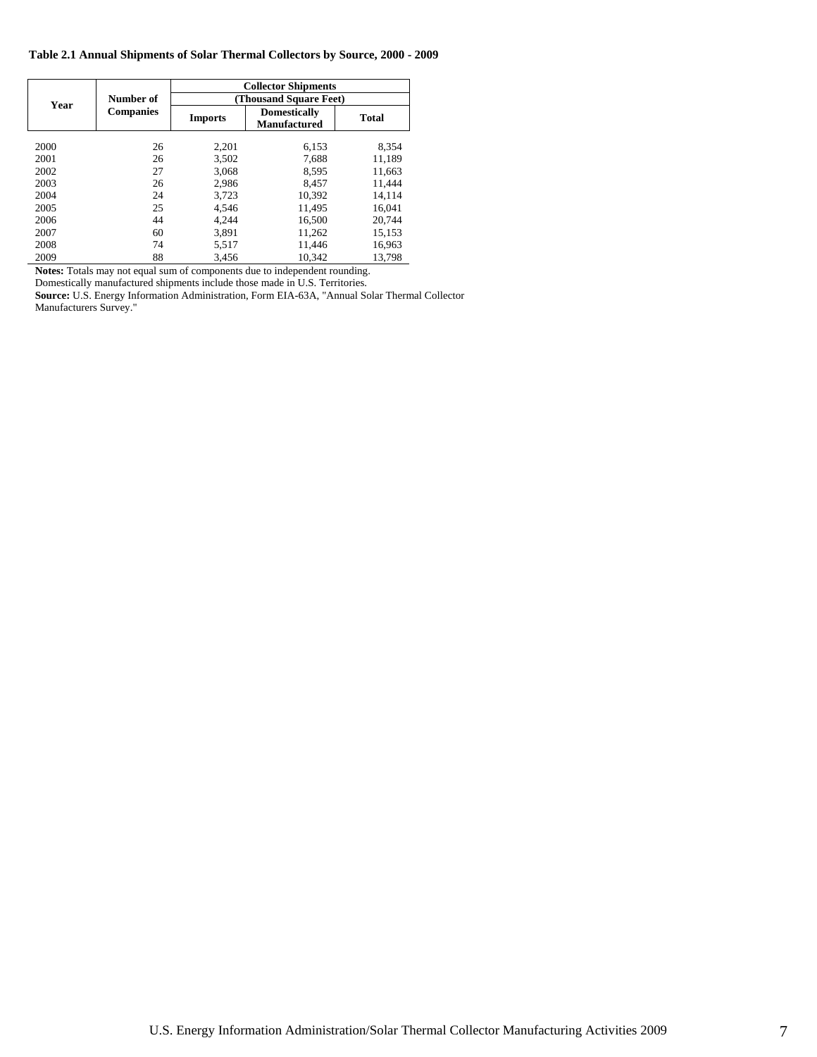**Table 2.1 Annual Shipments of Solar Thermal Collectors by Source, 2000 - 2009**

| Year | Number of Companies | Collector Shipments (Thousand Square Feet) | | |
|---|---|---|---|---|
| | | Imports | Domestically Manufactured | Total |
| 2000 | 26 | 2,201 | 6,153 | 8,354 |
| 2001 | 26 | 3,502 | 7,688 | 11,189 |
| 2002 | 27 | 3,068 | 8,595 | 11,663 |
| 2003 | 26 | 2,986 | 8,457 | 11,444 |
| 2004 | 24 | 3,723 | 10,392 | 14,114 |
| 2005 | 25 | 4,546 | 11,495 | 16,041 |
| 2006 | 44 | 4,244 | 16,500 | 20,744 |
| 2007 | 60 | 3,891 | 11,262 | 15,153 |
| 2008 | 74 | 5,517 | 11,446 | 16,963 |
| 2009 | 88 | 3,456 | 10,342 | 13,798 |

**Notes:** Totals may not equal sum of components due to independent rounding.
Domestically manufactured shipments include those made in U.S. Territories.
**Source:** U.S. Energy Information Administration, Form EIA-63A, "Annual Solar Thermal Collector Manufacturers Survey."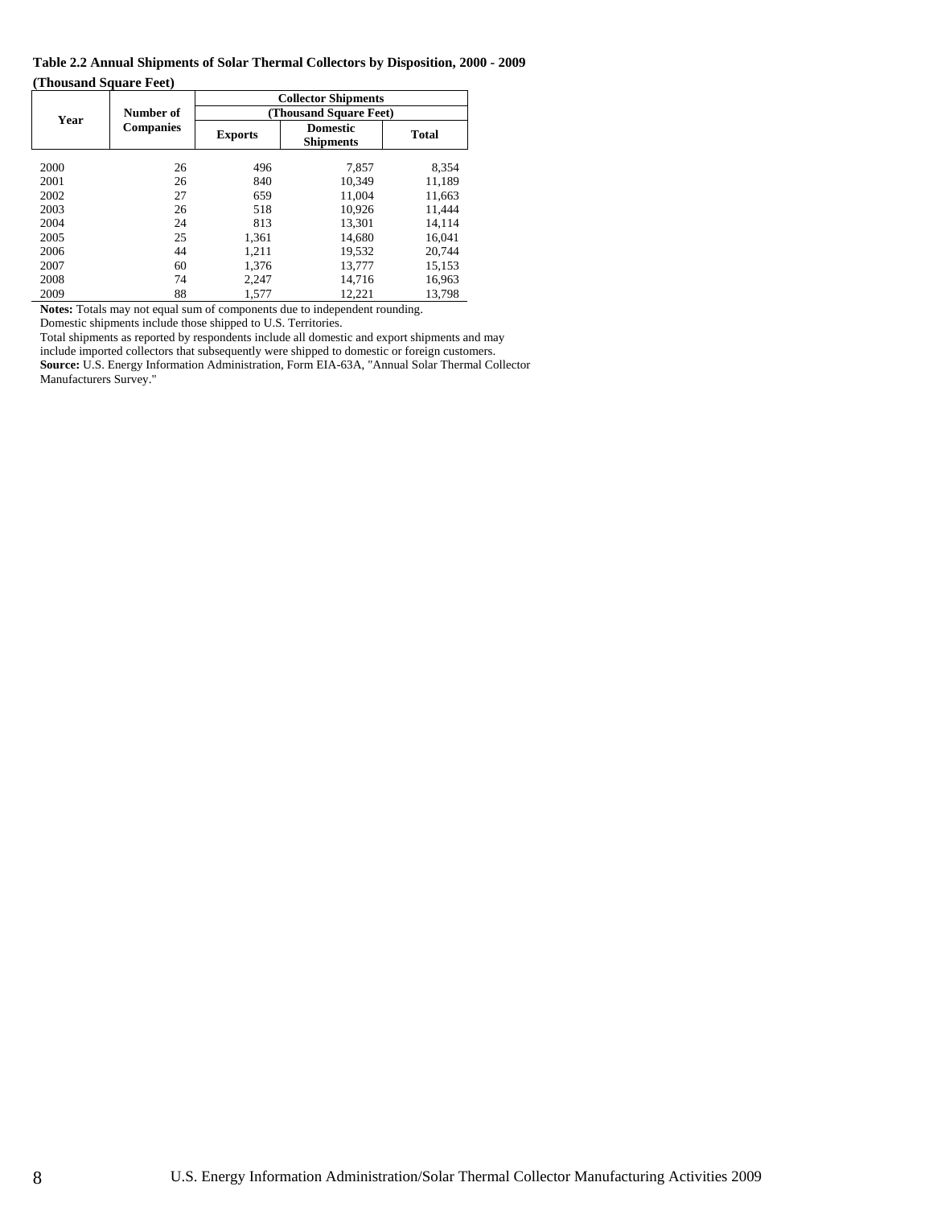**Table 2.2 Annual Shipments of Solar Thermal Collectors by Disposition, 2000 - 2009**

**(Thousand Square Feet)**

| Year | Number of Companies | Collector Shipments (Thousand Square Feet) | | |
|---|---|---|---|---|
| | | **Exports** | **Domestic Shipments** | **Total** |
| 2000 | 26 | 496 | 7,857 | 8,354 |
| 2001 | 26 | 840 | 10,349 | 11,189 |
| 2002 | 27 | 659 | 11,004 | 11,663 |
| 2003 | 26 | 518 | 10,926 | 11,444 |
| 2004 | 24 | 813 | 13,301 | 14,114 |
| 2005 | 25 | 1,361 | 14,680 | 16,041 |
| 2006 | 44 | 1,211 | 19,532 | 20,744 |
| 2007 | 60 | 1,376 | 13,777 | 15,153 |
| 2008 | 74 | 2,247 | 14,716 | 16,963 |
| 2009 | 88 | 1,577 | 12,221 | 13,798 |

**Notes:** Totals may not equal sum of components due to independent rounding.

Domestic shipments include those shipped to U.S. Territories.

Total shipments as reported by respondents include all domestic and export shipments and may include imported collectors that subsequently were shipped to domestic or foreign customers.

**Source:** U.S. Energy Information Administration, Form EIA-63A, "Annual Solar Thermal Collector Manufacturers Survey."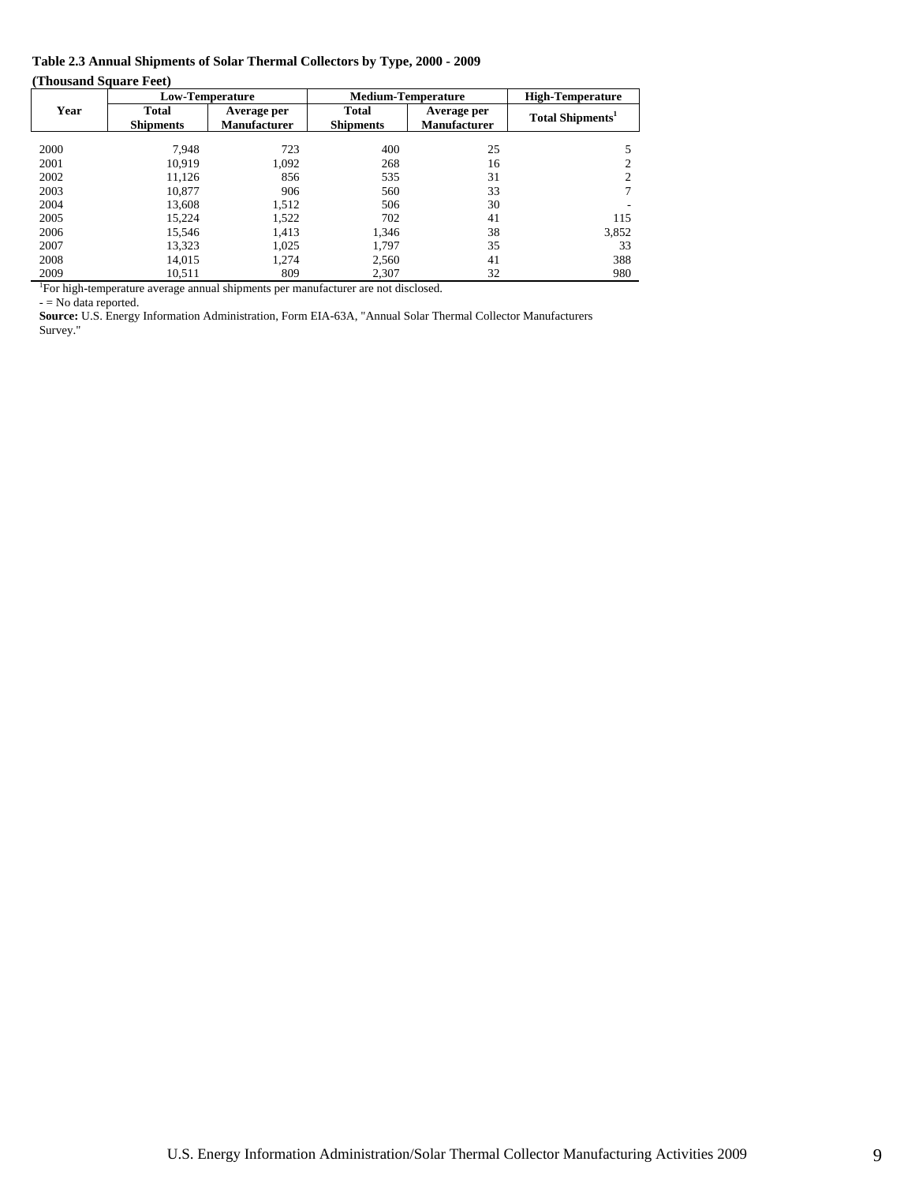**Table 2.3 Annual Shipments of Solar Thermal Collectors by Type, 2000 - 2009**

**(Thousand Square Feet)**

| Year | Low-Temperature | | Medium-Temperature | | High-Temperature |
|---|---|---|---|---|---|
| | Total Shipments | Average per Manufacturer | Total Shipments | Average per Manufacturer | Total Shipments[1] |
| 2000 | 7,948 | 723 | 400 | 25 | 5 |
| 2001 | 10,919 | 1,092 | 268 | 16 | 2 |
| 2002 | 11,126 | 856 | 535 | 31 | 2 |
| 2003 | 10,877 | 906 | 560 | 33 | 7 |
| 2004 | 13,608 | 1,512 | 506 | 30 | - |
| 2005 | 15,224 | 1,522 | 702 | 41 | 115 |
| 2006 | 15,546 | 1,413 | 1,346 | 38 | 3,852 |
| 2007 | 13,323 | 1,025 | 1,797 | 35 | 33 |
| 2008 | 14,015 | 1,274 | 2,560 | 41 | 388 |
| 2009 | 10,511 | 809 | 2,307 | 32 | 980 |

[1]For high-temperature average annual shipments per manufacturer are not disclosed.

- = No data reported.

**Source:** U.S. Energy Information Administration, Form EIA-63A, "Annual Solar Thermal Collector Manufacturers Survey."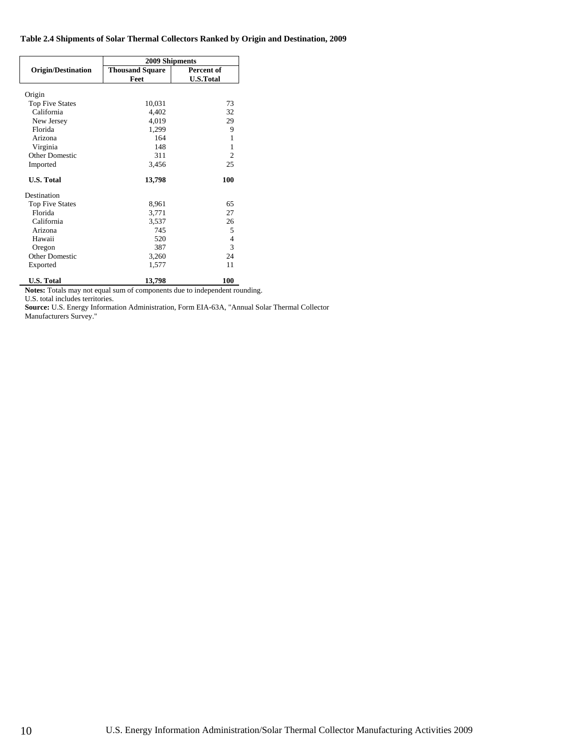**Table 2.4 Shipments of Solar Thermal Collectors Ranked by Origin and Destination, 2009**

| Origin/Destination | 2009 Shipments | |
|---|---|---|
| | Thousand Square Feet | Percent of U.S.Total |
| Origin | | |
| Top Five States | 10,031 | 73 |
| California | 4,402 | 32 |
| New Jersey | 4,019 | 29 |
| Florida | 1,299 | 9 |
| Arizona | 164 | 1 |
| Virginia | 148 | 1 |
| Other Domestic | 311 | 2 |
| Imported | 3,456 | 25 |
| **U.S. Total** | **13,798** | **100** |
| Destination | | |
| Top Five States | 8,961 | 65 |
| Florida | 3,771 | 27 |
| California | 3,537 | 26 |
| Arizona | 745 | 5 |
| Hawaii | 520 | 4 |
| Oregon | 387 | 3 |
| Other Domestic | 3,260 | 24 |
| Exported | 1,577 | 11 |
| **U.S. Total** | **13,798** | **100** |

**Notes:** Totals may not equal sum of components due to independent rounding.
U.S. total includes territories.
**Source:** U.S. Energy Information Administration, Form EIA-63A, "Annual Solar Thermal Collector Manufacturers Survey."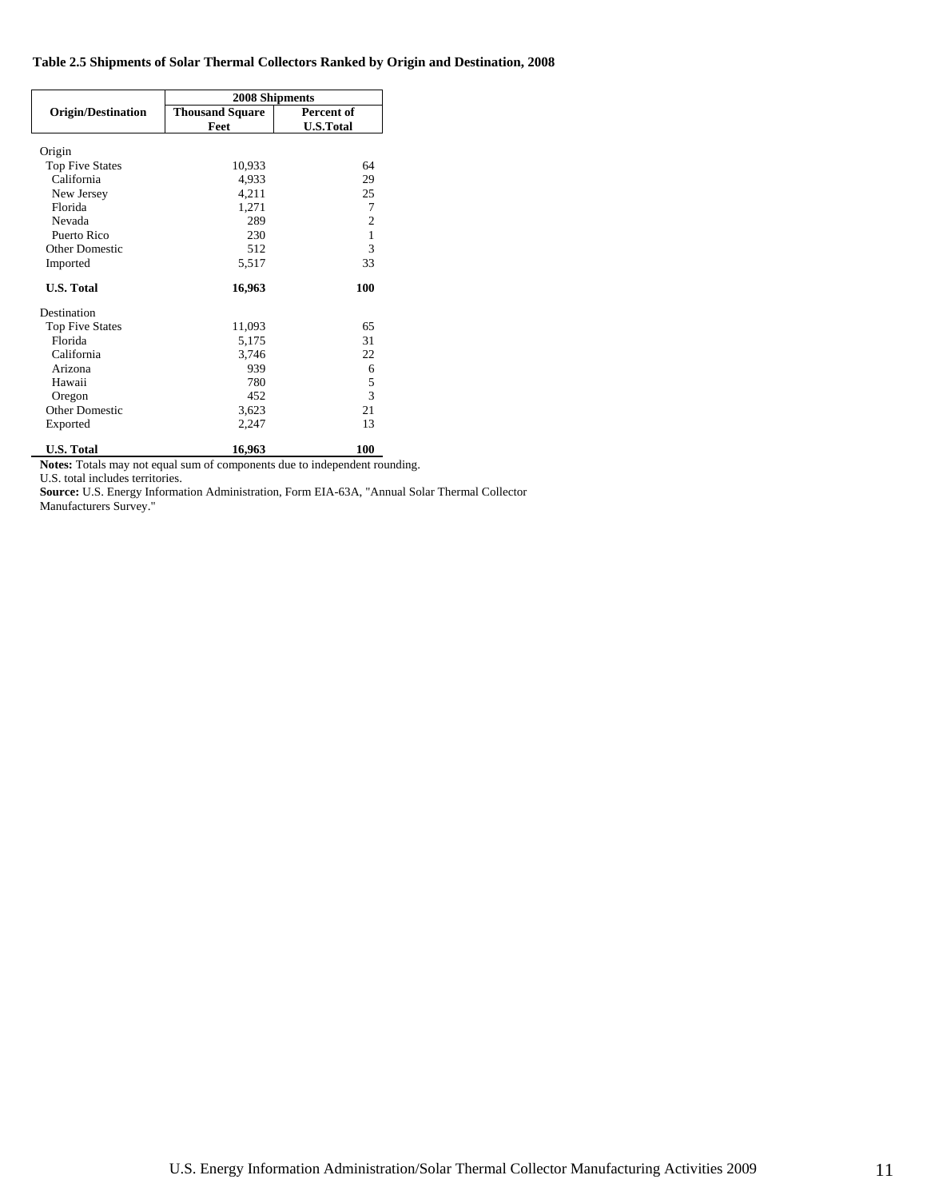**Table 2.5 Shipments of Solar Thermal Collectors Ranked by Origin and Destination, 2008**

| Origin/Destination | 2008 Shipments | |
|---|---|---|
| | Thousand Square Feet | Percent of U.S.Total |
| Origin | | |
| Top Five States | 10,933 | 64 |
| California | 4,933 | 29 |
| New Jersey | 4,211 | 25 |
| Florida | 1,271 | 7 |
| Nevada | 289 | 2 |
| Puerto Rico | 230 | 1 |
| Other Domestic | 512 | 3 |
| Imported | 5,517 | 33 |
| **U.S. Total** | **16,963** | **100** |
| Destination | | |
| Top Five States | 11,093 | 65 |
| Florida | 5,175 | 31 |
| California | 3,746 | 22 |
| Arizona | 939 | 6 |
| Hawaii | 780 | 5 |
| Oregon | 452 | 3 |
| Other Domestic | 3,623 | 21 |
| Exported | 2,247 | 13 |
| **U.S. Total** | **16,963** | **100** |

**Notes:** Totals may not equal sum of components due to independent rounding.
U.S. total includes territories.
**Source:** U.S. Energy Information Administration, Form EIA-63A, "Annual Solar Thermal Collector Manufacturers Survey."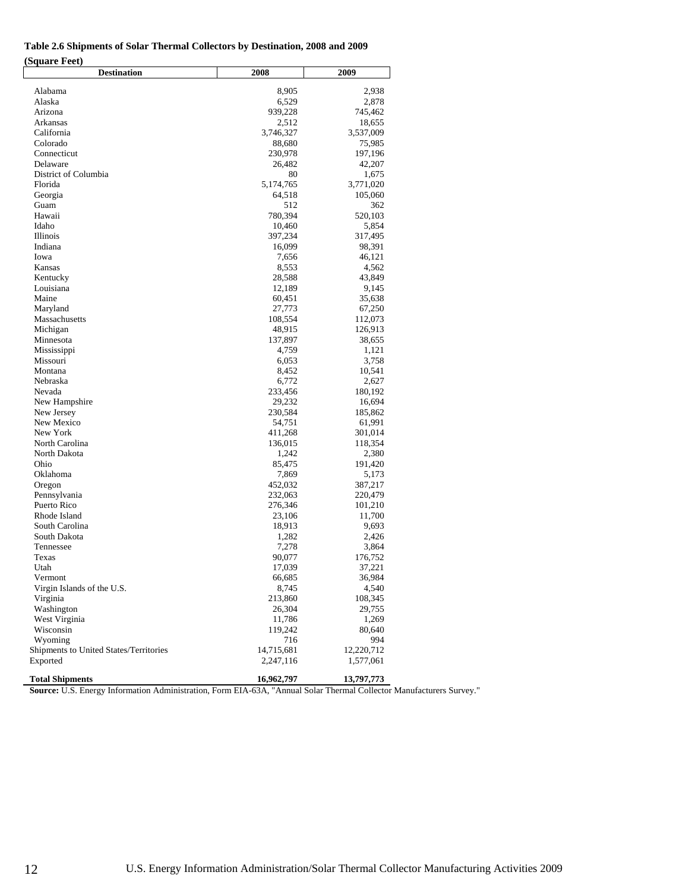**Table 2.6 Shipments of Solar Thermal Collectors by Destination, 2008 and 2009**

**(Square Feet)**

| Destination | 2008 | 2009 |
|---|---|---|
| Alabama | 8,905 | 2,938 |
| Alaska | 6,529 | 2,878 |
| Arizona | 939,228 | 745,462 |
| Arkansas | 2,512 | 18,655 |
| California | 3,746,327 | 3,537,009 |
| Colorado | 88,680 | 75,985 |
| Connecticut | 230,978 | 197,196 |
| Delaware | 26,482 | 42,207 |
| District of Columbia | 80 | 1,675 |
| Florida | 5,174,765 | 3,771,020 |
| Georgia | 64,518 | 105,060 |
| Guam | 512 | 362 |
| Hawaii | 780,394 | 520,103 |
| Idaho | 10,460 | 5,854 |
| Illinois | 397,234 | 317,495 |
| Indiana | 16,099 | 98,391 |
| Iowa | 7,656 | 46,121 |
| Kansas | 8,553 | 4,562 |
| Kentucky | 28,588 | 43,849 |
| Louisiana | 12,189 | 9,145 |
| Maine | 60,451 | 35,638 |
| Maryland | 27,773 | 67,250 |
| Massachusetts | 108,554 | 112,073 |
| Michigan | 48,915 | 126,913 |
| Minnesota | 137,897 | 38,655 |
| Mississippi | 4,759 | 1,121 |
| Missouri | 6,053 | 3,758 |
| Montana | 8,452 | 10,541 |
| Nebraska | 6,772 | 2,627 |
| Nevada | 233,456 | 180,192 |
| New Hampshire | 29,232 | 16,694 |
| New Jersey | 230,584 | 185,862 |
| New Mexico | 54,751 | 61,991 |
| New York | 411,268 | 301,014 |
| North Carolina | 136,015 | 118,354 |
| North Dakota | 1,242 | 2,380 |
| Ohio | 85,475 | 191,420 |
| Oklahoma | 7,869 | 5,173 |
| Oregon | 452,032 | 387,217 |
| Pennsylvania | 232,063 | 220,479 |
| Puerto Rico | 276,346 | 101,210 |
| Rhode Island | 23,106 | 11,700 |
| South Carolina | 18,913 | 9,693 |
| South Dakota | 1,282 | 2,426 |
| Tennessee | 7,278 | 3,864 |
| Texas | 90,077 | 176,752 |
| Utah | 17,039 | 37,221 |
| Vermont | 66,685 | 36,984 |
| Virgin Islands of the U.S. | 8,745 | 4,540 |
| Virginia | 213,860 | 108,345 |
| Washington | 26,304 | 29,755 |
| West Virginia | 11,786 | 1,269 |
| Wisconsin | 119,242 | 80,640 |
| Wyoming | 716 | 994 |
| Shipments to United States/Territories | 14,715,681 | 12,220,712 |
| Exported | 2,247,116 | 1,577,061 |
| **Total Shipments** | **16,962,797** | **13,797,773** |

**Source:** U.S. Energy Information Administration, Form EIA-63A, "Annual Solar Thermal Collector Manufacturers Survey."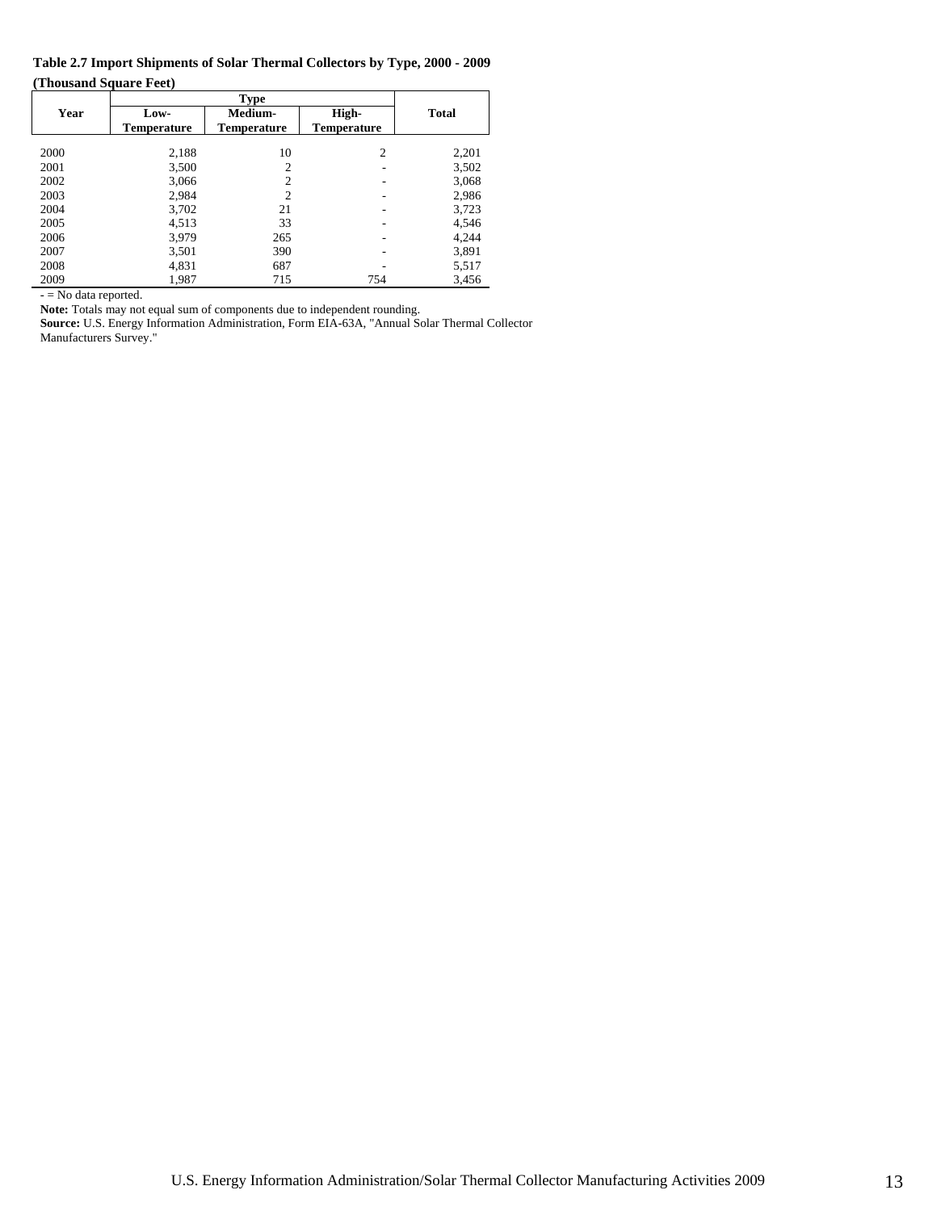**Table 2.7 Import Shipments of Solar Thermal Collectors by Type, 2000 - 2009**

**(Thousand Square Feet)**

| Year | Type | | | Total |
|---|---|---|---|---|
| | Low-Temperature | Medium-Temperature | High-Temperature | |
| 2000 | 2,188 | 10 | 2 | 2,201 |
| 2001 | 3,500 | 2 | - | 3,502 |
| 2002 | 3,066 | 2 | - | 3,068 |
| 2003 | 2,984 | 2 | - | 2,986 |
| 2004 | 3,702 | 21 | - | 3,723 |
| 2005 | 4,513 | 33 | - | 4,546 |
| 2006 | 3,979 | 265 | - | 4,244 |
| 2007 | 3,501 | 390 | - | 3,891 |
| 2008 | 4,831 | 687 | - | 5,517 |
| 2009 | 1,987 | 715 | 754 | 3,456 |

- = No data reported.

**Note:** Totals may not equal sum of components due to independent rounding.

**Source:** U.S. Energy Information Administration, Form EIA-63A, "Annual Solar Thermal Collector Manufacturers Survey."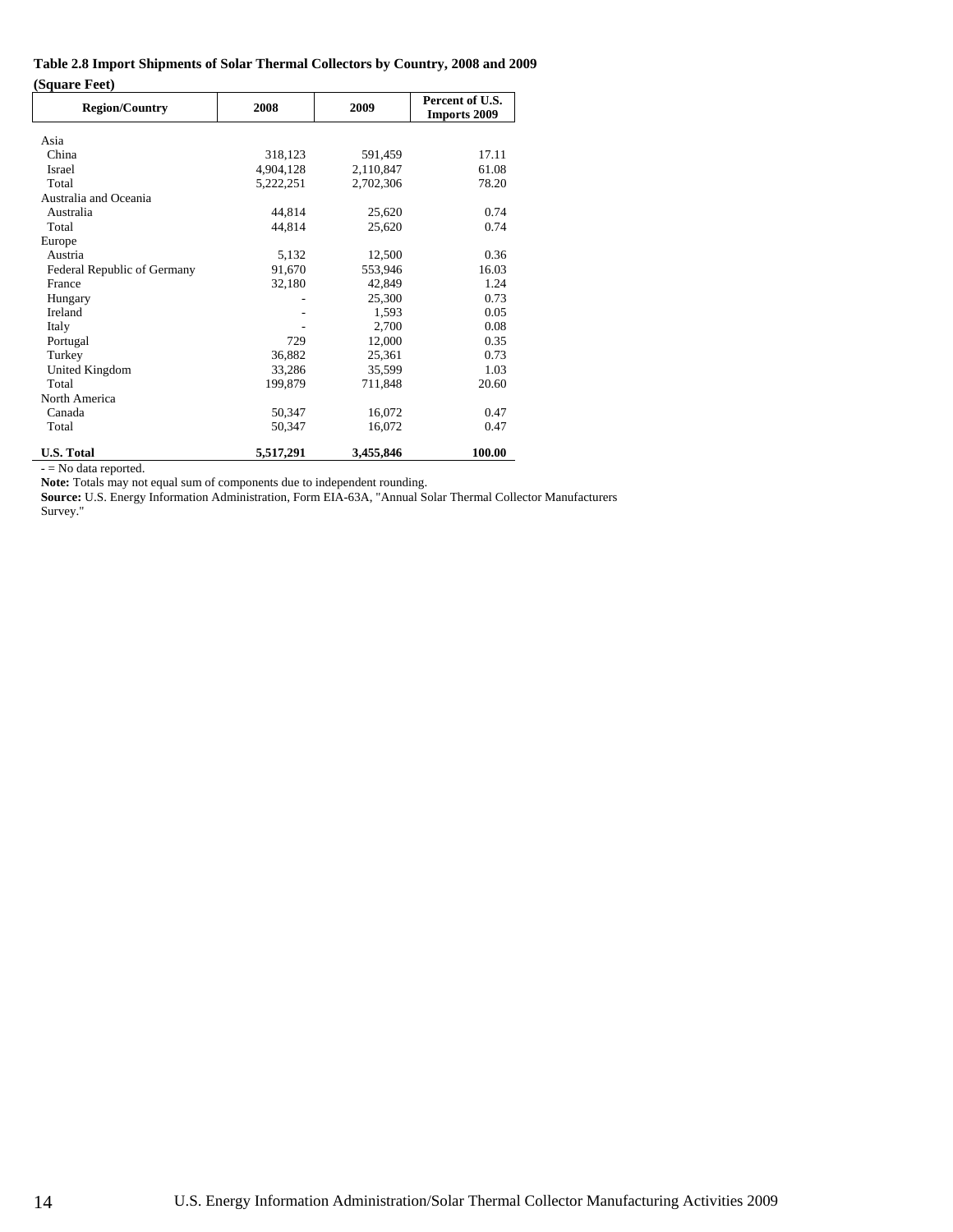**Table 2.8 Import Shipments of Solar Thermal Collectors by Country, 2008 and 2009**

**(Square Feet)**

| Region/Country | 2008 | 2009 | Percent of U.S. Imports 2009 |
|---|---|---|---|
| Asia | | | |
| China | 318,123 | 591,459 | 17.11 |
| Israel | 4,904,128 | 2,110,847 | 61.08 |
| Total | 5,222,251 | 2,702,306 | 78.20 |
| Australia and Oceania | | | |
| Australia | 44,814 | 25,620 | 0.74 |
| Total | 44,814 | 25,620 | 0.74 |
| Europe | | | |
| Austria | 5,132 | 12,500 | 0.36 |
| Federal Republic of Germany | 91,670 | 553,946 | 16.03 |
| France | 32,180 | 42,849 | 1.24 |
| Hungary | - | 25,300 | 0.73 |
| Ireland | - | 1,593 | 0.05 |
| Italy | - | 2,700 | 0.08 |
| Portugal | 729 | 12,000 | 0.35 |
| Turkey | 36,882 | 25,361 | 0.73 |
| United Kingdom | 33,286 | 35,599 | 1.03 |
| Total | 199,879 | 711,848 | 20.60 |
| North America | | | |
| Canada | 50,347 | 16,072 | 0.47 |
| Total | 50,347 | 16,072 | 0.47 |
| **U.S. Total** | **5,517,291** | **3,455,846** | **100.00** |

- = No data reported.

**Note:** Totals may not equal sum of components due to independent rounding.

**Source:** U.S. Energy Information Administration, Form EIA-63A, "Annual Solar Thermal Collector Manufacturers Survey."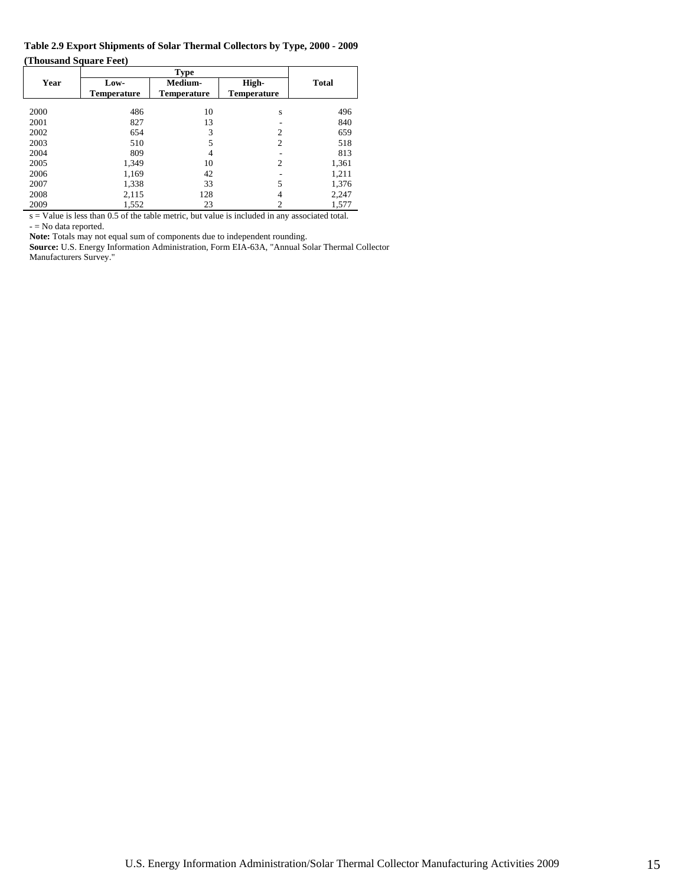**Table 2.9 Export Shipments of Solar Thermal Collectors by Type, 2000 - 2009**

**(Thousand Square Feet)**

| Year | Type | | | Total |
|---|---|---|---|---|
| | Low-Temperature | Medium-Temperature | High-Temperature | |
| 2000 | 486 | 10 | s | 496 |
| 2001 | 827 | 13 | - | 840 |
| 2002 | 654 | 3 | 2 | 659 |
| 2003 | 510 | 5 | 2 | 518 |
| 2004 | 809 | 4 | - | 813 |
| 2005 | 1,349 | 10 | 2 | 1,361 |
| 2006 | 1,169 | 42 | - | 1,211 |
| 2007 | 1,338 | 33 | 5 | 1,376 |
| 2008 | 2,115 | 128 | 4 | 2,247 |
| 2009 | 1,552 | 23 | 2 | 1,577 |

s = Value is less than 0.5 of the table metric, but value is included in any associated total.

- = No data reported.

**Note:** Totals may not equal sum of components due to independent rounding.

**Source:** U.S. Energy Information Administration, Form EIA-63A, "Annual Solar Thermal Collector Manufacturers Survey."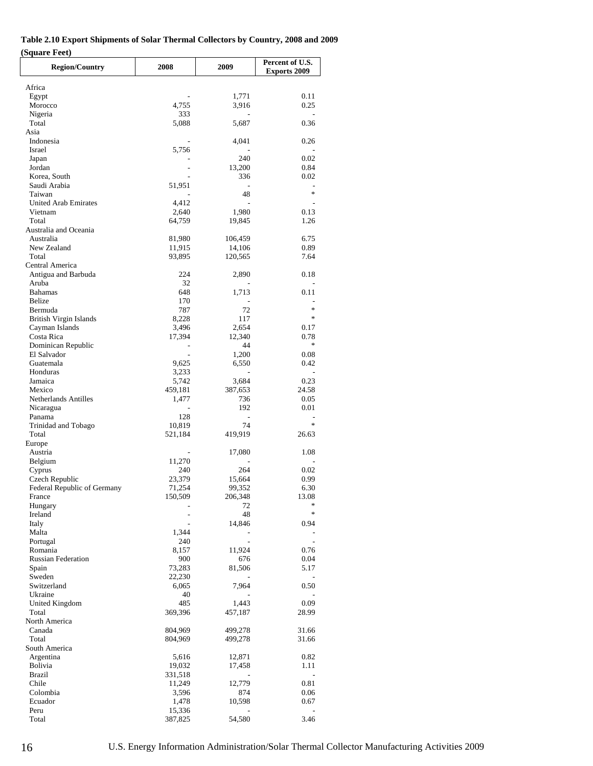**Table 2.10 Export Shipments of Solar Thermal Collectors by Country, 2008 and 2009**

**(Square Feet)**

| Region/Country | 2008 | 2009 | Percent of U.S. Exports 2009 |
|---|---|---|---|
| Africa | | | |
| Egypt | - | 1,771 | 0.11 |
| Morocco | 4,755 | 3,916 | 0.25 |
| Nigeria | 333 | - | - |
| Total | 5,088 | 5,687 | 0.36 |
| Asia | | | |
| Indonesia | - | 4,041 | 0.26 |
| Israel | 5,756 | - | - |
| Japan | - | 240 | 0.02 |
| Jordan | - | 13,200 | 0.84 |
| Korea, South | - | 336 | 0.02 |
| Saudi Arabia | 51,951 | - | - |
| Taiwan | - | 48 | * |
| United Arab Emirates | 4,412 | - | - |
| Vietnam | 2,640 | 1,980 | 0.13 |
| Total | 64,759 | 19,845 | 1.26 |
| Australia and Oceania | | | |
| Australia | 81,980 | 106,459 | 6.75 |
| New Zealand | 11,915 | 14,106 | 0.89 |
| Total | 93,895 | 120,565 | 7.64 |
| Central America | | | |
| Antigua and Barbuda | 224 | 2,890 | 0.18 |
| Aruba | 32 | - | - |
| Bahamas | 648 | 1,713 | 0.11 |
| Belize | 170 | - | - |
| Bermuda | 787 | 72 | * |
| British Virgin Islands | 8,228 | 117 | * |
| Cayman Islands | 3,496 | 2,654 | 0.17 |
| Costa Rica | 17,394 | 12,340 | 0.78 |
| Dominican Republic | - | 44 | * |
| El Salvador | - | 1,200 | 0.08 |
| Guatemala | 9,625 | 6,550 | 0.42 |
| Honduras | 3,233 | - | - |
| Jamaica | 5,742 | 3,684 | 0.23 |
| Mexico | 459,181 | 387,653 | 24.58 |
| Netherlands Antilles | 1,477 | 736 | 0.05 |
| Nicaragua | - | 192 | 0.01 |
| Panama | 128 | - | - |
| Trinidad and Tobago | 10,819 | 74 | * |
| Total | 521,184 | 419,919 | 26.63 |
| Europe | | | |
| Austria | - | 17,080 | 1.08 |
| Belgium | 11,270 | - | - |
| Cyprus | 240 | 264 | 0.02 |
| Czech Republic | 23,379 | 15,664 | 0.99 |
| Federal Republic of Germany | 71,254 | 99,352 | 6.30 |
| France | 150,509 | 206,348 | 13.08 |
| Hungary | - | 72 | * |
| Ireland | - | 48 | * |
| Italy | - | 14,846 | 0.94 |
| Malta | 1,344 | - | - |
| Portugal | 240 | - | - |
| Romania | 8,157 | 11,924 | 0.76 |
| Russian Federation | 900 | 676 | 0.04 |
| Spain | 73,283 | 81,506 | 5.17 |
| Sweden | 22,230 | - | - |
| Switzerland | 6,065 | 7,964 | 0.50 |
| Ukraine | 40 | - | - |
| United Kingdom | 485 | 1,443 | 0.09 |
| Total | 369,396 | 457,187 | 28.99 |
| North America | | | |
| Canada | 804,969 | 499,278 | 31.66 |
| Total | 804,969 | 499,278 | 31.66 |
| South America | | | |
| Argentina | 5,616 | 12,871 | 0.82 |
| Bolivia | 19,032 | 17,458 | 1.11 |
| Brazil | 331,518 | - | - |
| Chile | 11,249 | 12,779 | 0.81 |
| Colombia | 3,596 | 874 | 0.06 |
| Ecuador | 1,478 | 10,598 | 0.67 |
| Peru | 15,336 | - | - |
| Total | 387,825 | 54,580 | 3.46 |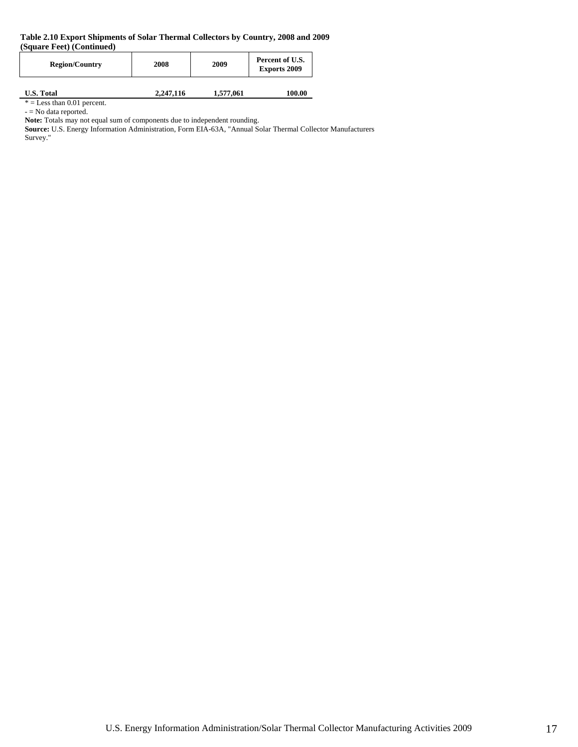**Table 2.10 Export Shipments of Solar Thermal Collectors by Country, 2008 and 2009 (Square Feet) (Continued)**

| Region/Country | 2008 | 2009 | Percent of U.S. Exports 2009 |
|---|---|---|---|
| **U.S. Total** | **2,247,116** | **1,577,061** | **100.00** |

* = Less than 0.01 percent.

- = No data reported.

**Note:** Totals may not equal sum of components due to independent rounding.

**Source:** U.S. Energy Information Administration, Form EIA-63A, "Annual Solar Thermal Collector Manufacturers Survey."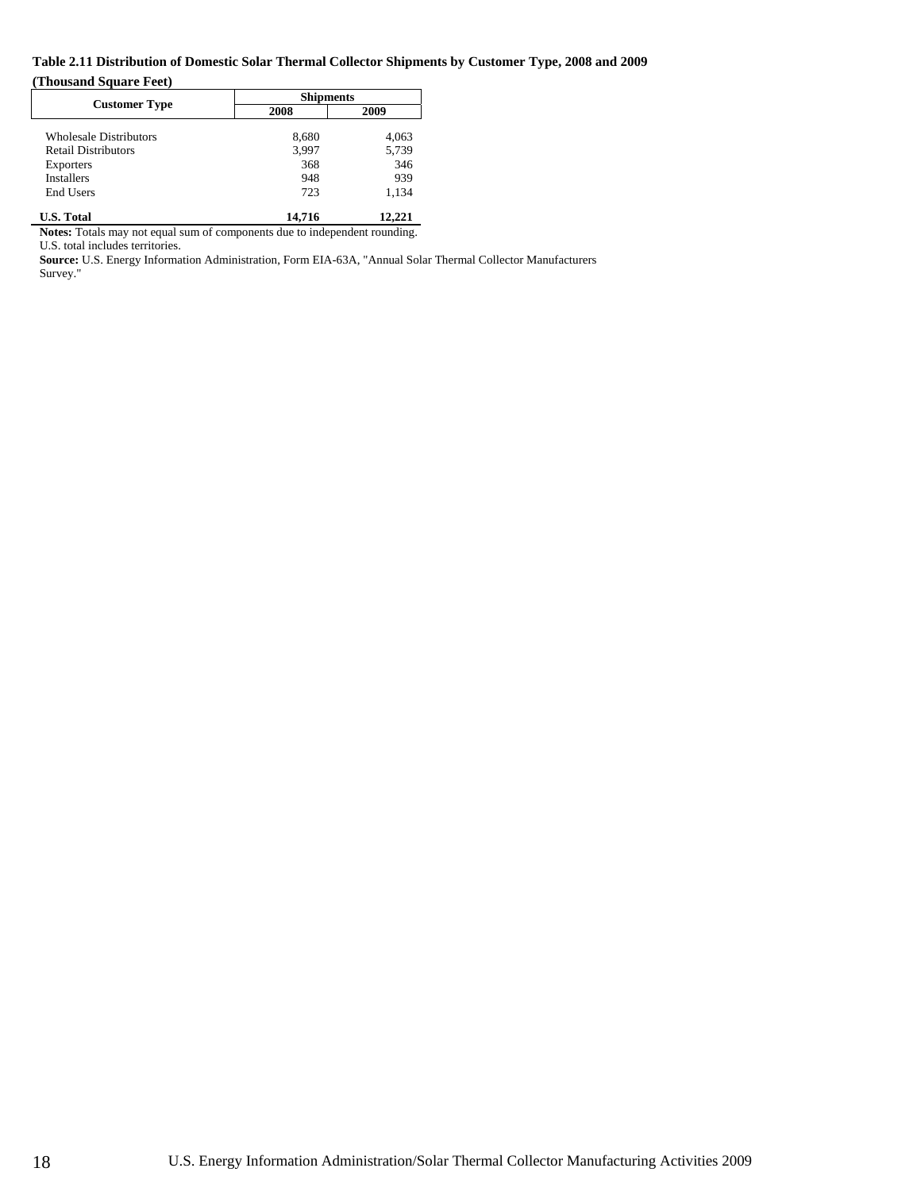**Table 2.11 Distribution of Domestic Solar Thermal Collector Shipments by Customer Type, 2008 and 2009**

**(Thousand Square Feet)**

| Customer Type | Shipments | |
|---|---|---|
| | 2008 | 2009 |
| Wholesale Distributors | 8,680 | 4,063 |
| Retail Distributors | 3,997 | 5,739 |
| Exporters | 368 | 346 |
| Installers | 948 | 939 |
| End Users | 723 | 1,134 |
| **U.S. Total** | **14,716** | **12,221** |

**Notes:** Totals may not equal sum of components due to independent rounding.
U.S. total includes territories.

**Source:** U.S. Energy Information Administration, Form EIA-63A, "Annual Solar Thermal Collector Manufacturers Survey."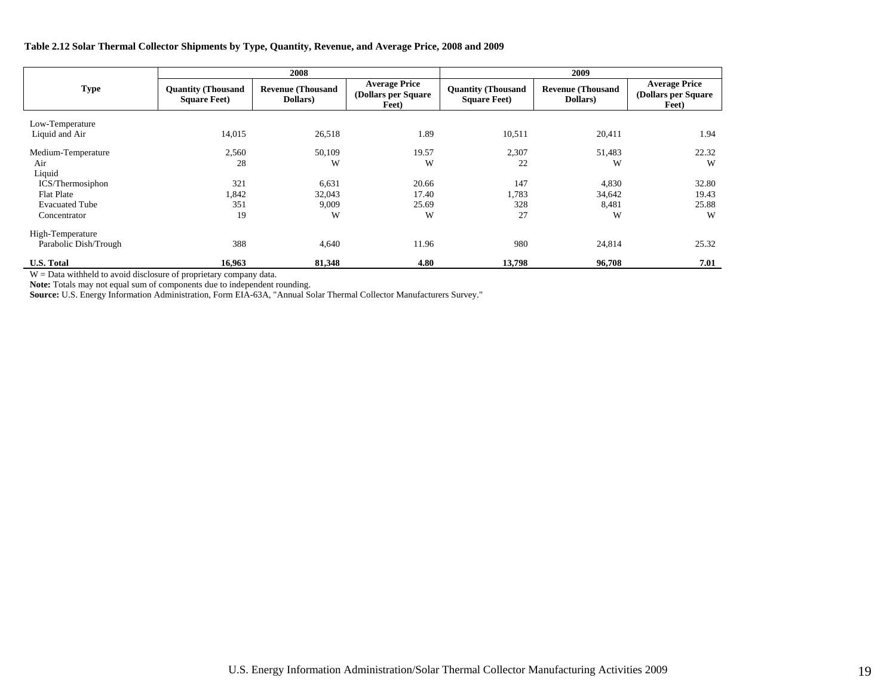**Table 2.12 Solar Thermal Collector Shipments by Type, Quantity, Revenue, and Average Price, 2008 and 2009**

| Type | 2008 | | | 2009 | | |
|---|---|---|---|---|---|---|
| | Quantity (Thousand Square Feet) | Revenue (Thousand Dollars) | Average Price (Dollars per Square Feet) | Quantity (Thousand Square Feet) | Revenue (Thousand Dollars) | Average Price (Dollars per Square Feet) |
| Low-Temperature | | | | | | |
| Liquid and Air | 14,015 | 26,518 | 1.89 | 10,511 | 20,411 | 1.94 |
| Medium-Temperature | 2,560 | 50,109 | 19.57 | 2,307 | 51,483 | 22.32 |
| Air | 28 | W | W | 22 | W | W |
| Liquid | | | | | | |
| ICS/Thermosiphon | 321 | 6,631 | 20.66 | 147 | 4,830 | 32.80 |
| Flat Plate | 1,842 | 32,043 | 17.40 | 1,783 | 34,642 | 19.43 |
| Evacuated Tube | 351 | 9,009 | 25.69 | 328 | 8,481 | 25.88 |
| Concentrator | 19 | W | W | 27 | W | W |
| High-Temperature | | | | | | |
| Parabolic Dish/Trough | 388 | 4,640 | 11.96 | 980 | 24,814 | 25.32 |
| **U.S. Total** | **16,963** | **81,348** | **4.80** | **13,798** | **96,708** | **7.01** |

W = Data withheld to avoid disclosure of proprietary company data.

**Note:** Totals may not equal sum of components due to independent rounding.

**Source:** U.S. Energy Information Administration, Form EIA-63A, "Annual Solar Thermal Collector Manufacturers Survey."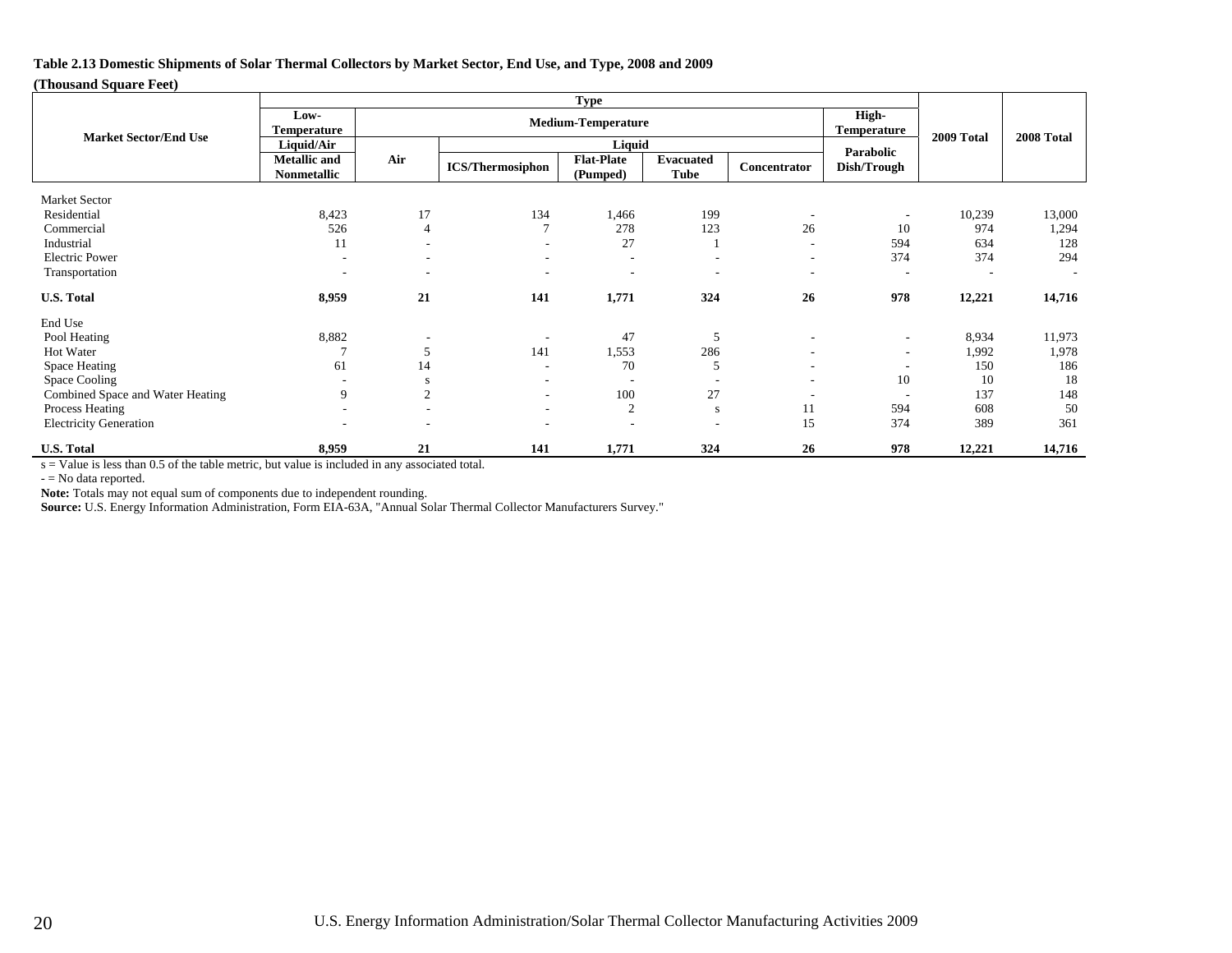**Table 2.13 Domestic Shipments of Solar Thermal Collectors by Market Sector, End Use, and Type, 2008 and 2009**

**(Thousand Square Feet)**

| Market Sector/End Use | Type | | | | | | | 2009 Total | 2008 Total |
|---|---|---|---|---|---|---|---|---|---|
| | Low-Temperature | Medium-Temperature | | | | | High-Temperature | | |
| | Liquid/Air | Air | Liquid | | | | Parabolic Dish/Trough | | |
| | Metallic and Nonmetallic | | ICS/Thermosiphon | Flat-Plate (Pumped) | Evacuated Tube | Concentrator | | | |
| Market Sector | | | | | | | | | |
| Residential | 8,423 | 17 | 134 | 1,466 | 199 | - | - | 10,239 | 13,000 |
| Commercial | 526 | 4 | 7 | 278 | 123 | 26 | 10 | 974 | 1,294 |
| Industrial | 11 | - | - | 27 | 1 | - | 594 | 634 | 128 |
| Electric Power | - | - | - | - | - | - | 374 | 374 | 294 |
| Transportation | - | - | - | - | - | - | - | - | - |
| **U.S. Total** | **8,959** | **21** | **141** | **1,771** | **324** | **26** | **978** | **12,221** | **14,716** |
| End Use | | | | | | | | | |
| Pool Heating | 8,882 | - | - | 47 | 5 | - | - | 8,934 | 11,973 |
| Hot Water | 7 | 5 | 141 | 1,553 | 286 | - | - | 1,992 | 1,978 |
| Space Heating | 61 | 14 | - | 70 | 5 | - | - | 150 | 186 |
| Space Cooling | - | s | - | - | - | - | 10 | 10 | 18 |
| Combined Space and Water Heating | 9 | 2 | - | 100 | 27 | - | - | 137 | 148 |
| Process Heating | - | - | - | 2 | s | 11 | 594 | 608 | 50 |
| Electricity Generation | - | - | - | - | - | 15 | 374 | 389 | 361 |
| **U.S. Total** | **8,959** | **21** | **141** | **1,771** | **324** | **26** | **978** | **12,221** | **14,716** |

s = Value is less than 0.5 of the table metric, but value is included in any associated total.

\- = No data reported.

**Note:** Totals may not equal sum of components due to independent rounding.

**Source:** U.S. Energy Information Administration, Form EIA-63A, "Annual Solar Thermal Collector Manufacturers Survey."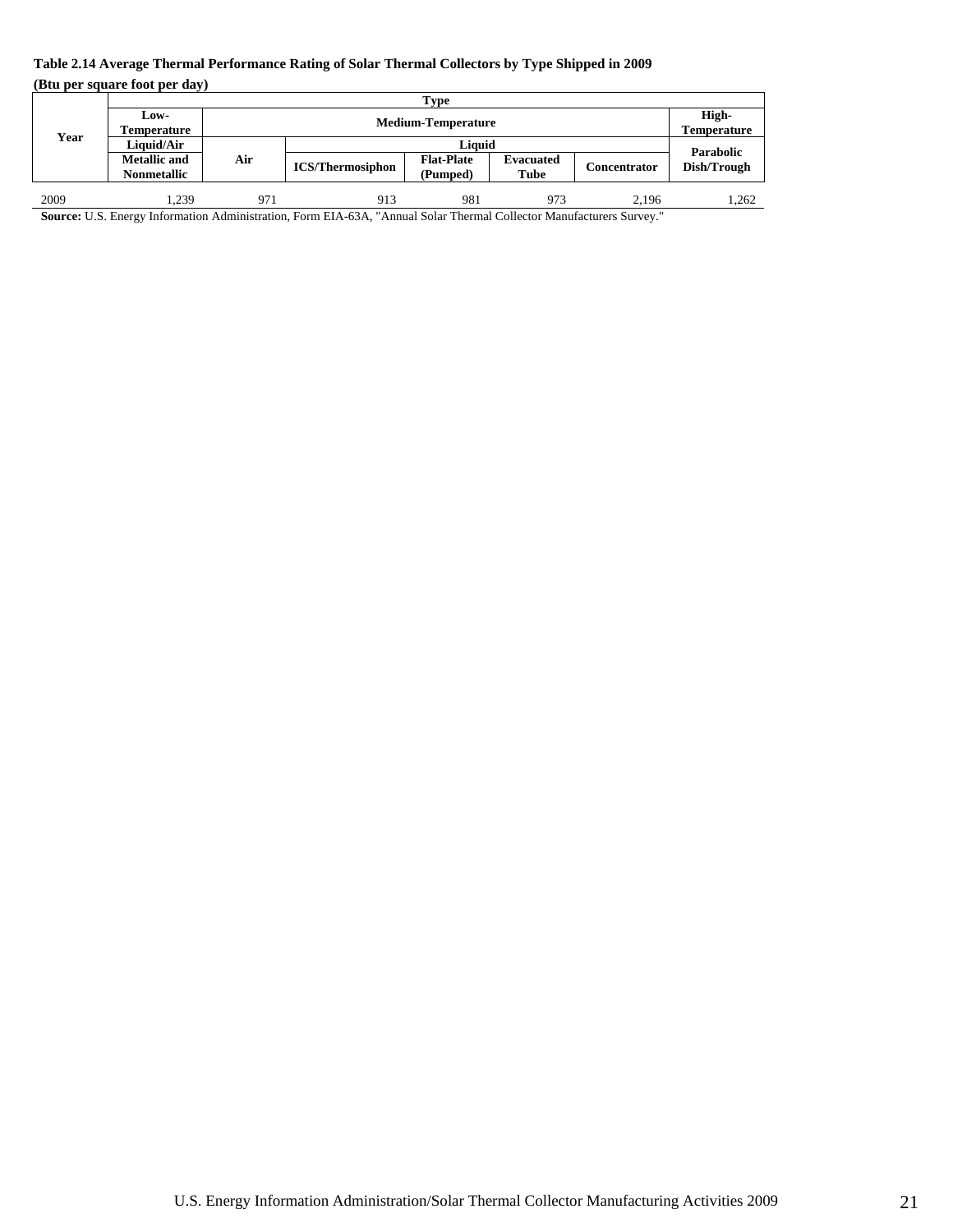**Table 2.14 Average Thermal Performance Rating of Solar Thermal Collectors by Type Shipped in 2009**

**(Btu per square foot per day)**

| Year | Type | | | | | | |
|---|---|---|---|---|---|---|---|
| | Low-Temperature | Medium-Temperature | | | | | High-Temperature |
| | Liquid/Air | Air | Liquid | | | | Parabolic Dish/Trough |
| | Metallic and Nonmetallic | | ICS/Thermosiphon | Flat-Plate (Pumped) | Evacuated Tube | Concentrator | |
| 2009 | 1,239 | 971 | 913 | 981 | 973 | 2,196 | 1,262 |

**Source:** U.S. Energy Information Administration, Form EIA-63A, "Annual Solar Thermal Collector Manufacturers Survey."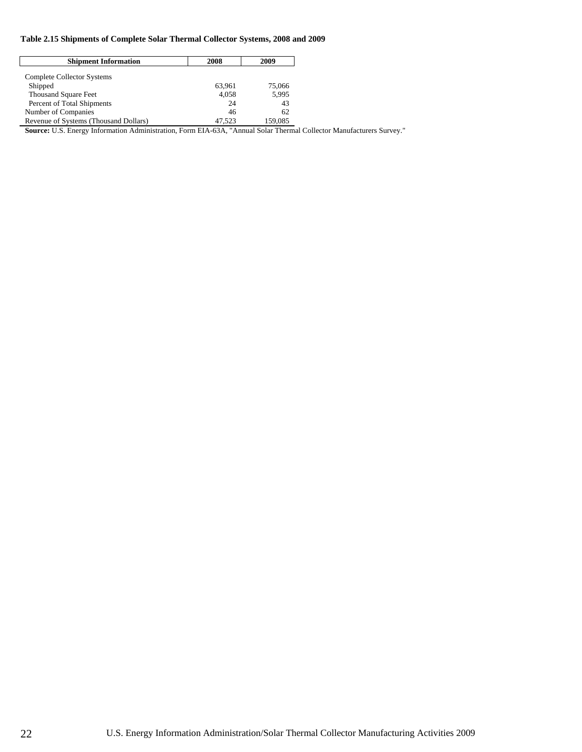**Table 2.15 Shipments of Complete Solar Thermal Collector Systems, 2008 and 2009**

| Shipment Information | 2008 | 2009 |
|---|---|---|
| Complete Collector Systems | | |
| Shipped | 63,961 | 75,066 |
| Thousand Square Feet | 4,058 | 5,995 |
| Percent of Total Shipments | 24 | 43 |
| Number of Companies | 46 | 62 |
| Revenue of Systems (Thousand Dollars) | 47,523 | 159,085 |

**Source:** U.S. Energy Information Administration, Form EIA-63A, "Annual Solar Thermal Collector Manufacturers Survey."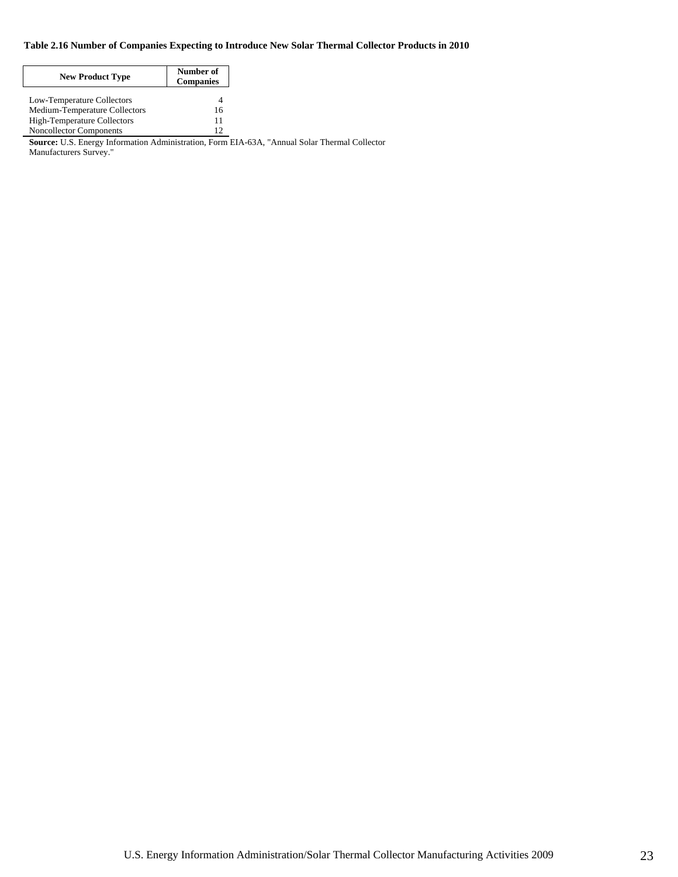**Table 2.16 Number of Companies Expecting to Introduce New Solar Thermal Collector Products in 2010**

| New Product Type | Number of Companies |
|---|---|
| Low-Temperature Collectors | 4 |
| Medium-Temperature Collectors | 16 |
| High-Temperature Collectors | 11 |
| Noncollector Components | 12 |

**Source:** U.S. Energy Information Administration, Form EIA-63A, "Annual Solar Thermal Collector Manufacturers Survey."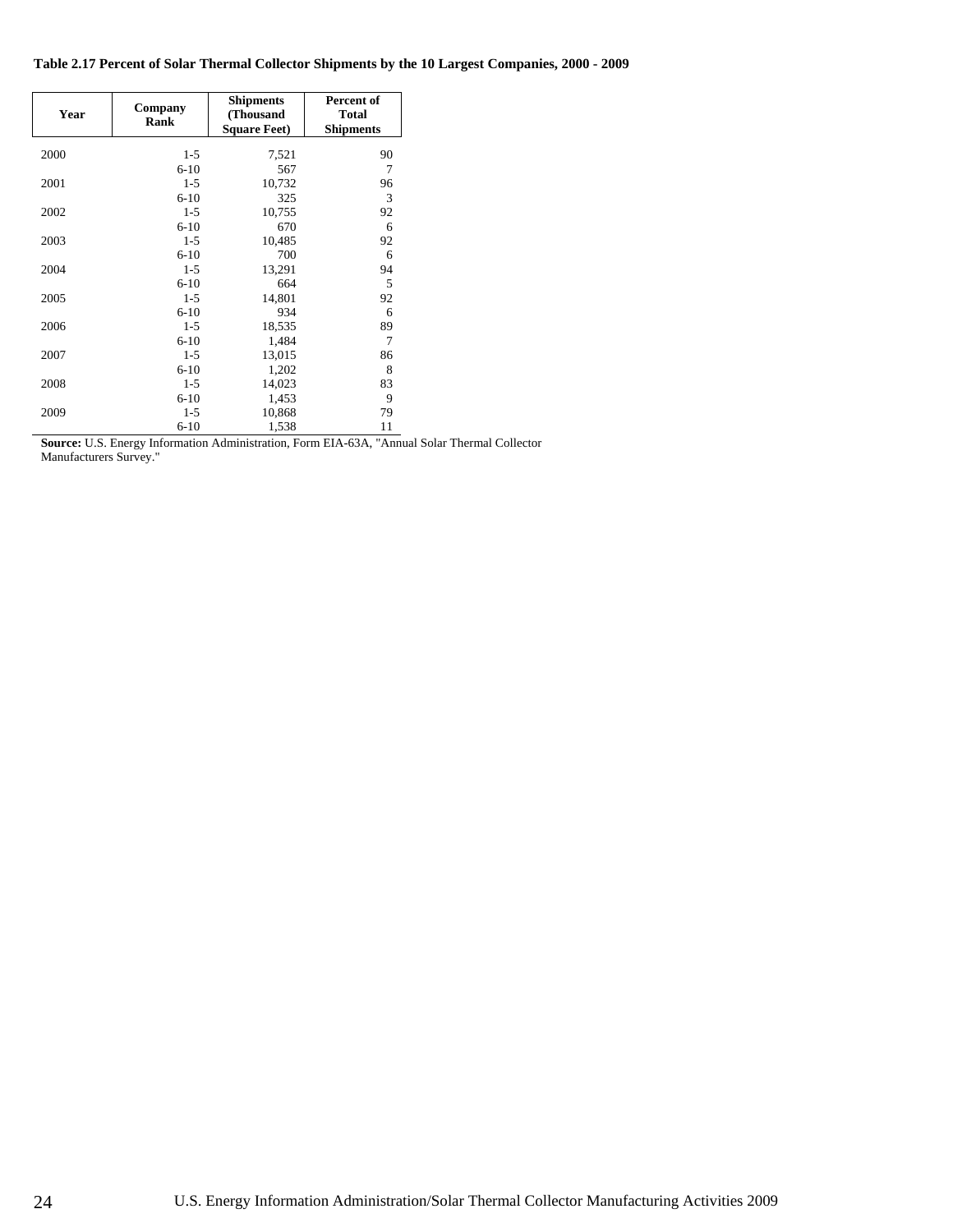**Table 2.17 Percent of Solar Thermal Collector Shipments by the 10 Largest Companies, 2000 - 2009**

| Year | Company Rank | Shipments (Thousand Square Feet) | Percent of Total Shipments |
|---|---|---|---|
| 2000 | 1-5 | 7,521 | 90 |
| | 6-10 | 567 | 7 |
| 2001 | 1-5 | 10,732 | 96 |
| | 6-10 | 325 | 3 |
| 2002 | 1-5 | 10,755 | 92 |
| | 6-10 | 670 | 6 |
| 2003 | 1-5 | 10,485 | 92 |
| | 6-10 | 700 | 6 |
| 2004 | 1-5 | 13,291 | 94 |
| | 6-10 | 664 | 5 |
| 2005 | 1-5 | 14,801 | 92 |
| | 6-10 | 934 | 6 |
| 2006 | 1-5 | 18,535 | 89 |
| | 6-10 | 1,484 | 7 |
| 2007 | 1-5 | 13,015 | 86 |
| | 6-10 | 1,202 | 8 |
| 2008 | 1-5 | 14,023 | 83 |
| | 6-10 | 1,453 | 9 |
| 2009 | 1-5 | 10,868 | 79 |
| | 6-10 | 1,538 | 11 |

**Source:** U.S. Energy Information Administration, Form EIA-63A, "Annual Solar Thermal Collector Manufacturers Survey."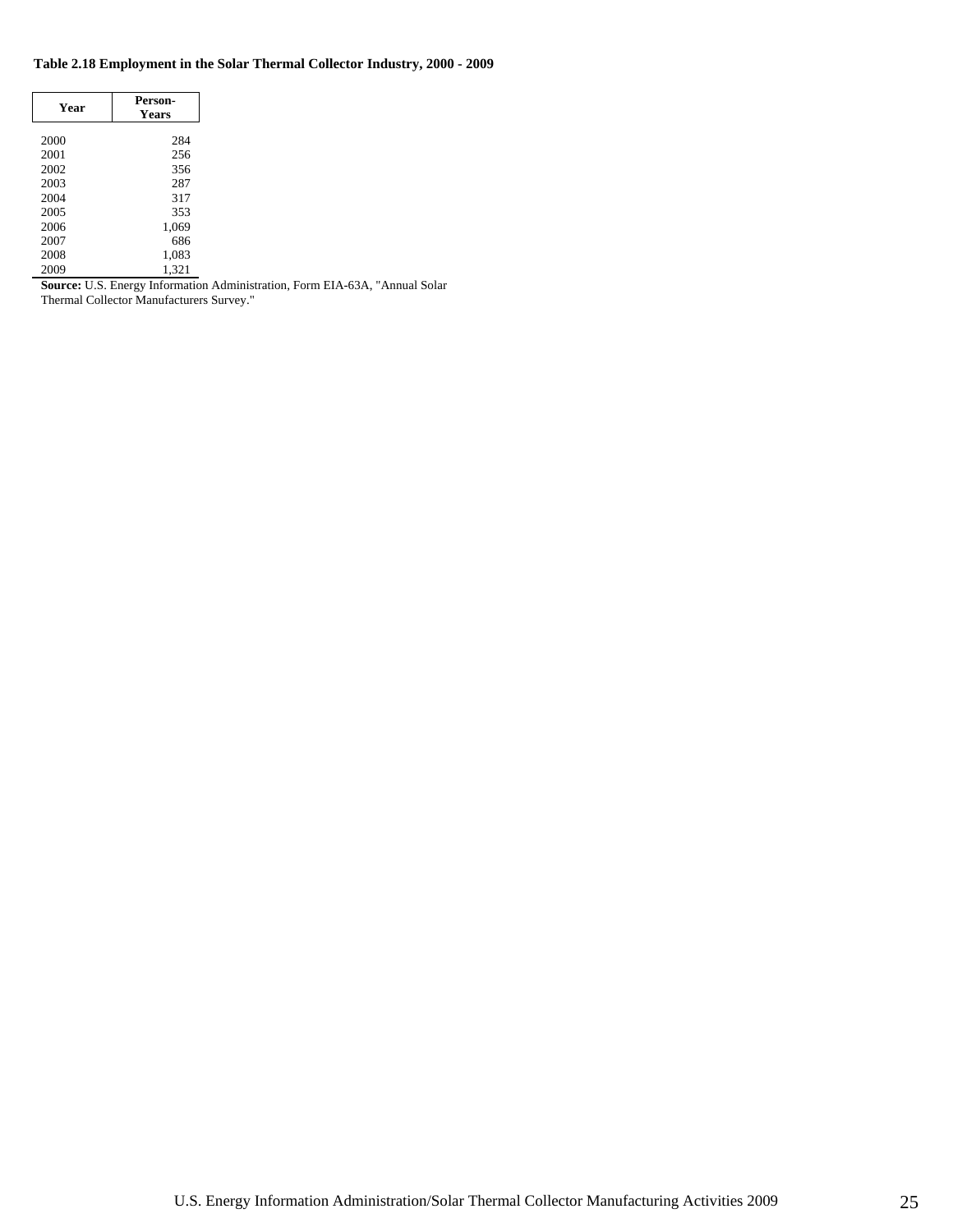**Table 2.18 Employment in the Solar Thermal Collector Industry, 2000 - 2009**

| Year | Person-Years |
|---|---|
| 2000 | 284 |
| 2001 | 256 |
| 2002 | 356 |
| 2003 | 287 |
| 2004 | 317 |
| 2005 | 353 |
| 2006 | 1,069 |
| 2007 | 686 |
| 2008 | 1,083 |
| 2009 | 1,321 |

**Source:** U.S. Energy Information Administration, Form EIA-63A, "Annual Solar Thermal Collector Manufacturers Survey."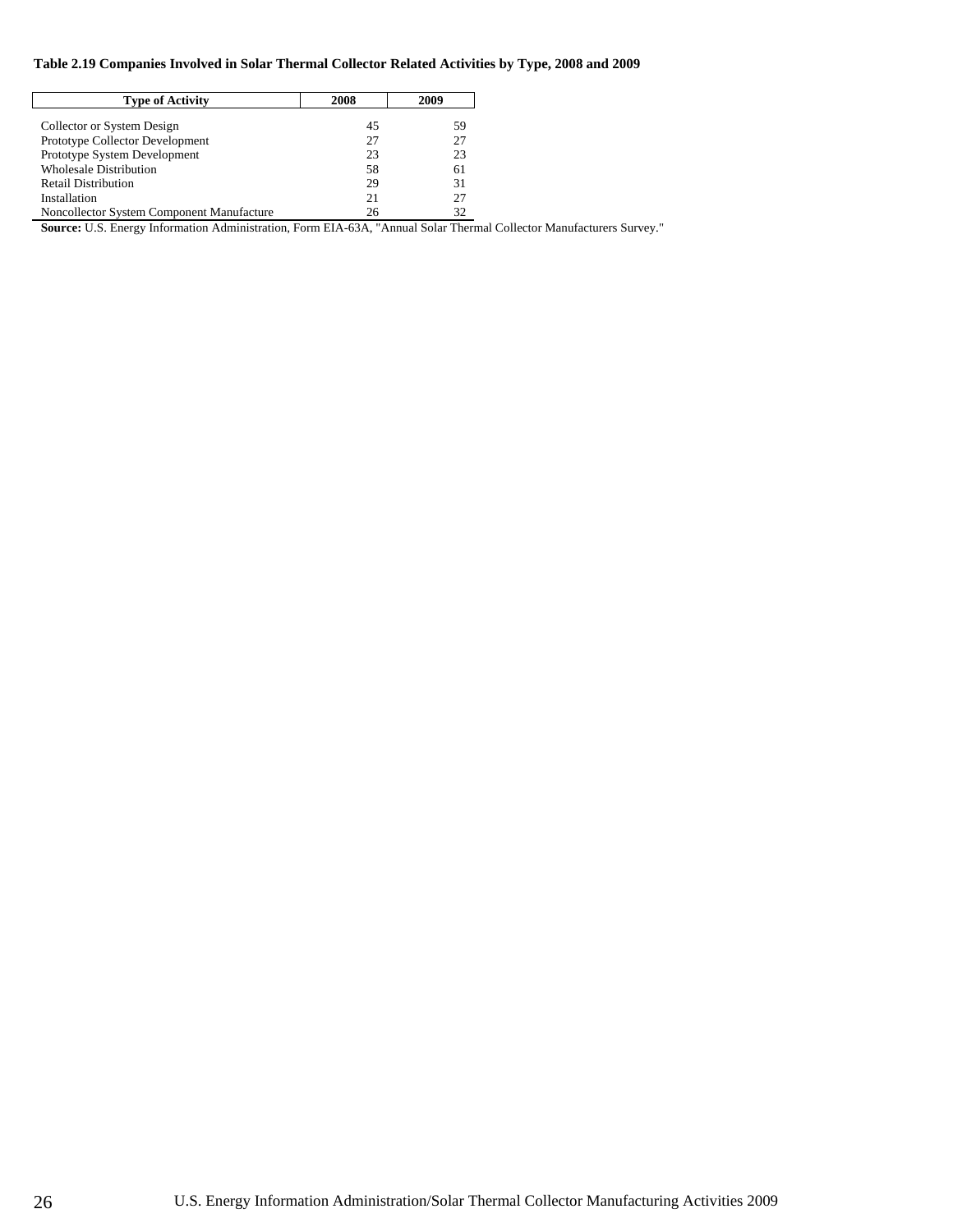**Table 2.19 Companies Involved in Solar Thermal Collector Related Activities by Type, 2008 and 2009**

| Type of Activity | 2008 | 2009 |
|---|---|---|
| Collector or System Design | 45 | 59 |
| Prototype Collector Development | 27 | 27 |
| Prototype System Development | 23 | 23 |
| Wholesale Distribution | 58 | 61 |
| Retail Distribution | 29 | 31 |
| Installation | 21 | 27 |
| Noncollector System Component Manufacture | 26 | 32 |

**Source:** U.S. Energy Information Administration, Form EIA-63A, "Annual Solar Thermal Collector Manufacturers Survey."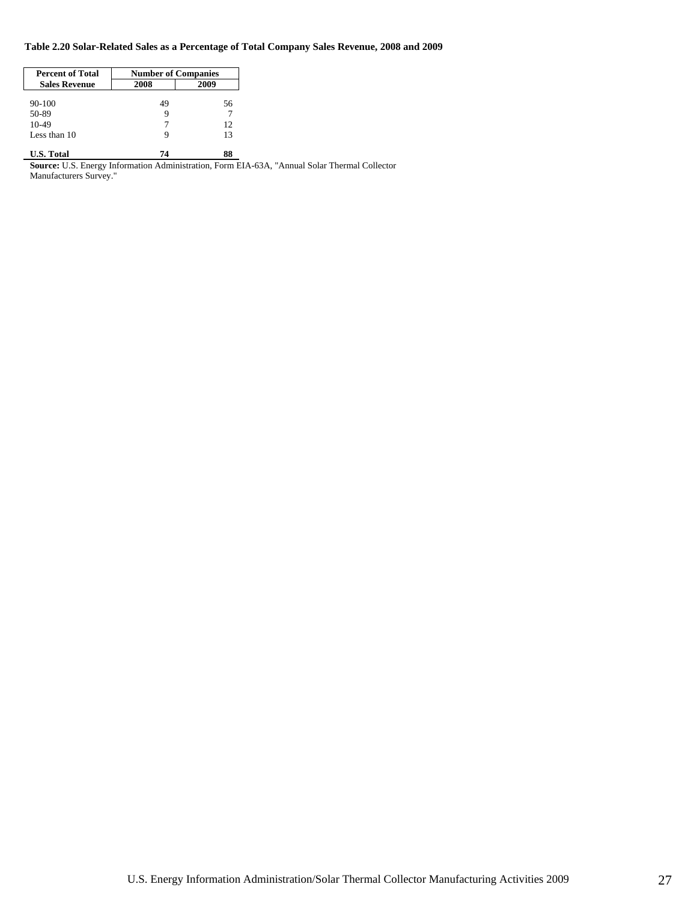**Table 2.20 Solar-Related Sales as a Percentage of Total Company Sales Revenue, 2008 and 2009**

| Percent of Total Sales Revenue | Number of Companies | |
|---|---|---|
| | 2008 | 2009 |
| 90-100 | 49 | 56 |
| 50-89 | 9 | 7 |
| 10-49 | 7 | 12 |
| Less than 10 | 9 | 13 |
| **U.S. Total** | **74** | **88** |

**Source:** U.S. Energy Information Administration, Form EIA-63A, "Annual Solar Thermal Collector Manufacturers Survey."